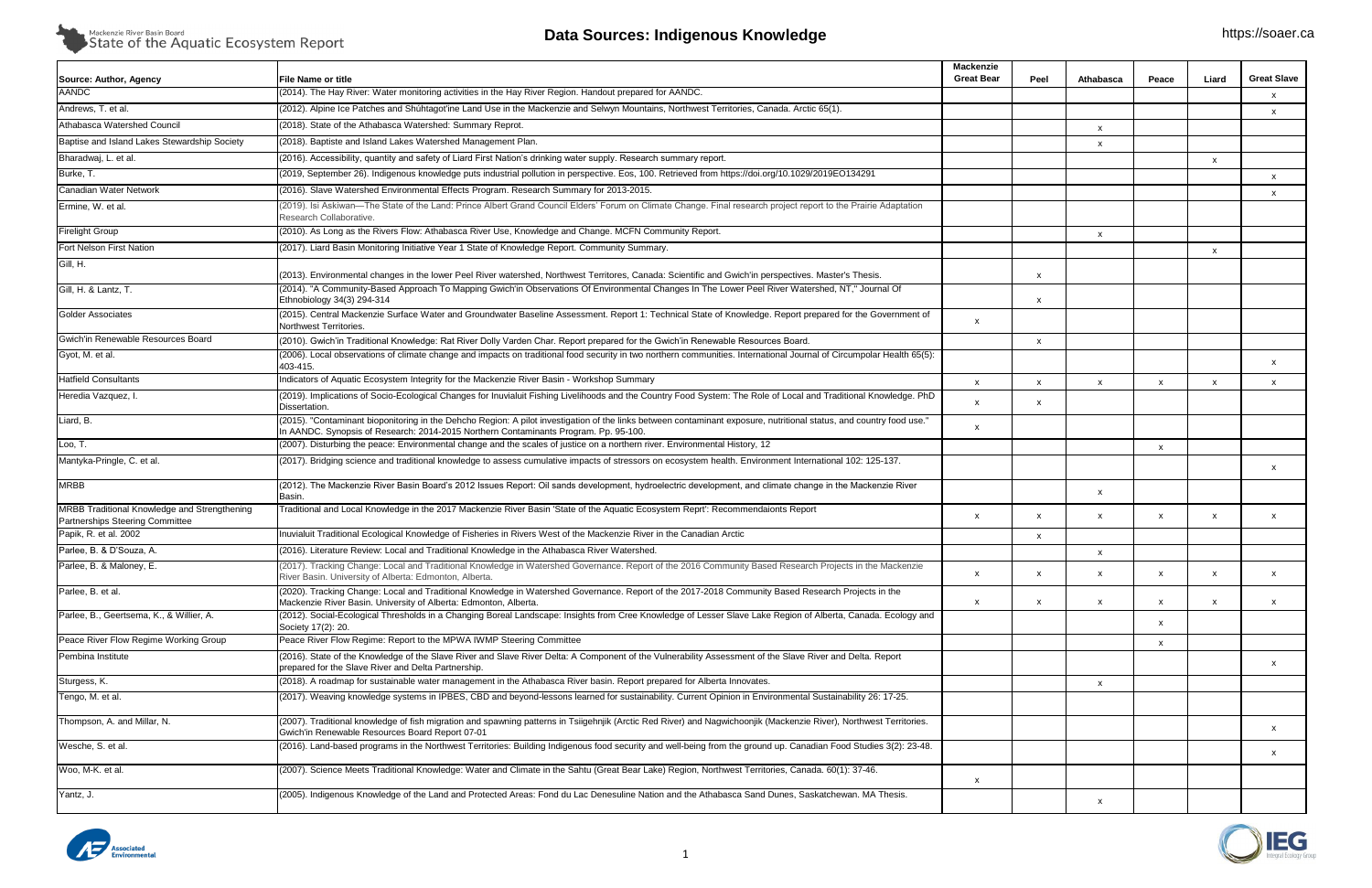# Data Sources: Indigenous Knowledge

| Source: Author, Agency | File Name or title | Mackenzie Great Bear | Peel | Athabasca | Peace | Liard | Great Slave |
|---|---|---|---|---|---|---|---|
| AANDC | (2014). The Hay River: Water monitoring activities in the Hay River Region. Handout prepared for AANDC. | | | | | | x |
| Andrews, T. et al. | (2012). Alpine Ice Patches and Shúhtagot'ine Land Use in the Mackenzie and Selwyn Mountains, Northwest Territories, Canada. Arctic 65(1). | | | | | | x |
| Athabasca Watershed Council | (2018). State of the Athabasca Watershed: Summary Reprot. | | | x | | | |
| Baptise and Island Lakes Stewardship Society | (2018). Baptiste and Island Lakes Watershed Management Plan. | | | x | | | |
| Bharadwaj, L. et al. | (2016). Accessibility, quantity and safety of Liard First Nation's drinking water supply. Research summary report. | | | | | x | |
| Burke, T. | (2019, September 26). Indigenous knowledge puts industrial pollution in perspective. Eos, 100. Retrieved from https://doi.org/10.1029/2019EO134291 | | | | | | x |
| Canadian Water Network | (2016). Slave Watershed Environmental Effects Program. Research Summary for 2013-2015. | | | | | | x |
| Ermine, W. et al. | (2019). Isi Askiwan—The State of the Land: Prince Albert Grand Council Elders' Forum on Climate Change. Final research project report to the Prairie Adaptation Research Collaborative. | | | | | | |
| Firelight Group | (2010). As Long as the Rivers Flow: Athabasca River Use, Knowledge and Change. MCFN Community Report. | | | x | | | |
| Fort Nelson First Nation | (2017). Liard Basin Monitoring Initiative Year 1 State of Knowledge Report. Community Summary. | | | | | x | |
| Gill, H. | (2013). Environmental changes in the lower Peel River watershed, Northwest Territores, Canada: Scientific and Gwich'in perspectives. Master's Thesis. | | x | | | | |
| Gill, H. & Lantz, T. | (2014). "A Community-Based Approach To Mapping Gwich'in Observations Of Environmental Changes In The Lower Peel River Watershed, NT," Journal Of Ethnobiology 34(3) 294-314 | | x | | | | |
| Golder Associates | (2015). Central Mackenzie Surface Water and Groundwater Baseline Assessment. Report 1: Technical State of Knowledge. Report prepared for the Government of Northwest Territories. | x | | | | | |
| Gwich'in Renewable Resources Board | (2010). Gwich'in Traditional Knowledge: Rat River Dolly Varden Char. Report prepared for the Gwich'in Renewable Resources Board. | | x | | | | |
| Gyot, M. et al. | (2006). Local observations of climate change and impacts on traditional food security in two northern communities. International Journal of Circumpolar Health 65(5): 403-415. | | | | | | x |
| Hatfield Consultants | Indicators of Aquatic Ecosystem Integrity for the Mackenzie River Basin - Workshop Summary | x | x | x | x | x | x |
| Heredia Vazquez, I. | (2019). Implications of Socio-Ecological Changes for Inuvialuit Fishing Livelihoods and the Country Food System: The Role of Local and Traditional Knowledge. PhD Dissertation. | x | x | | | | |
| Liard, B. | (2015). "Contaminant biomonitoring in the Dehcho Region: A pilot investigation of the links between contaminant exposure, nutritional status, and country food use." In AANDC. Synopsis of Research: 2014-2015 Northern Contaminants Program. Pp. 95-100. | x | | | | | |
| Loo, T. | (2007). Disturbing the peace: Environmental change and the scales of justice on a northern river. Environmental History, 12 | | | | x | | |
| Mantyka-Pringle, C. et al. | (2017). Bridging science and traditional knowledge to assess cumulative impacts of stressors on ecosystem health. Environment International 102: 125-137. | | | | | | x |
| MRBB | (2012). The Mackenzie River Basin Board's 2012 Issues Report: Oil sands development, hydroelectric development, and climate change in the Mackenzie River Basin. | | | x | | | |
| MRBB Traditional Knowledge and Strengthening Partnerships Steering Committee | Traditional and Local Knowledge in the 2017 Mackenzie River Basin 'State of the Aquatic Ecosystem Reprt': Recommendaionts Report | x | x | x | x | x | x |
| Papik, R. et al. 2002 | Inuvialuit Traditional Ecological Knowledge of Fisheries in Rivers West of the Mackenzie River in the Canadian Arctic | | x | | | | |
| Parlee, B. & D'Souza, A. | (2016). Literature Review: Local and Traditional Knowledge in the Athabasca River Watershed. | | | x | | | |
| Parlee, B. & Maloney, E. | (2017). Tracking Change: Local and Traditional Knowledge in Watershed Governance. Report of the 2016 Community Based Research Projects in the Mackenzie River Basin. University of Alberta: Edmonton, Alberta. | x | x | x | x | x | x |
| Parlee, B. et al. | (2020). Tracking Change: Local and Traditional Knowledge in Watershed Governance. Report of the 2017-2018 Community Based Research Projects in the Mackenzie River Basin. University of Alberta: Edmonton, Alberta. | x | x | x | x | x | x |
| Parlee, B., Geertsema, K., & Willier, A. | (2012). Social-Ecological Thresholds in a Changing Boreal Landscape: Insights from Cree Knowledge of Lesser Slave Lake Region of Alberta, Canada. Ecology and Society 17(2): 20. | | | | x | | |
| Peace River Flow Regime Working Group | Peace River Flow Regime: Report to the MPWA IWMP Steering Committee | | | | x | | |
| Pembina Institute | (2016). State of the Knowledge of the Slave River and Slave River Delta: A Component of the Vulnerability Assessment of the Slave River and Delta. Report prepared for the Slave River and Delta Partnership. | | | | | | x |
| Sturgess, K. | (2018). A roadmap for sustainable water management in the Athabasca River basin. Report prepared for Alberta Innovates. | | | x | | | |
| Tengo, M. et al. | (2017). Weaving knowledge systems in IPBES, CBD and beyond-lessons learned for sustainability. Current Opinion in Environmental Sustainability 26: 17-25. | | | | | | |
| Thompson, A. and Millar, N. | (2007). Traditional knowledge of fish migration and spawning patterns in Tsiigehnjik (Arctic Red River) and Nagwichoonjik (Mackenzie River), Northwest Territories. Gwich'in Renewable Resources Board Report 07-01 | | | | | | x |
| Wesche, S. et al. | (2016). Land-based programs in the Northwest Territories: Building Indigenous food security and well-being from the ground up. Canadian Food Studies 3(2): 23-48. | | | | | | x |
| Woo, M-K. et al. | (2007). Science Meets Traditional Knowledge: Water and Climate in the Sahtu (Great Bear Lake) Region, Northwest Territories, Canada. 60(1): 37-46. | x | | | | | |
| Yantz, J. | (2005). Indigenous Knowledge of the Land and Protected Areas: Fond du Lac Denesuline Nation and the Athabasca Sand Dunes, Saskatchewan. MA Thesis. | | | x | | | |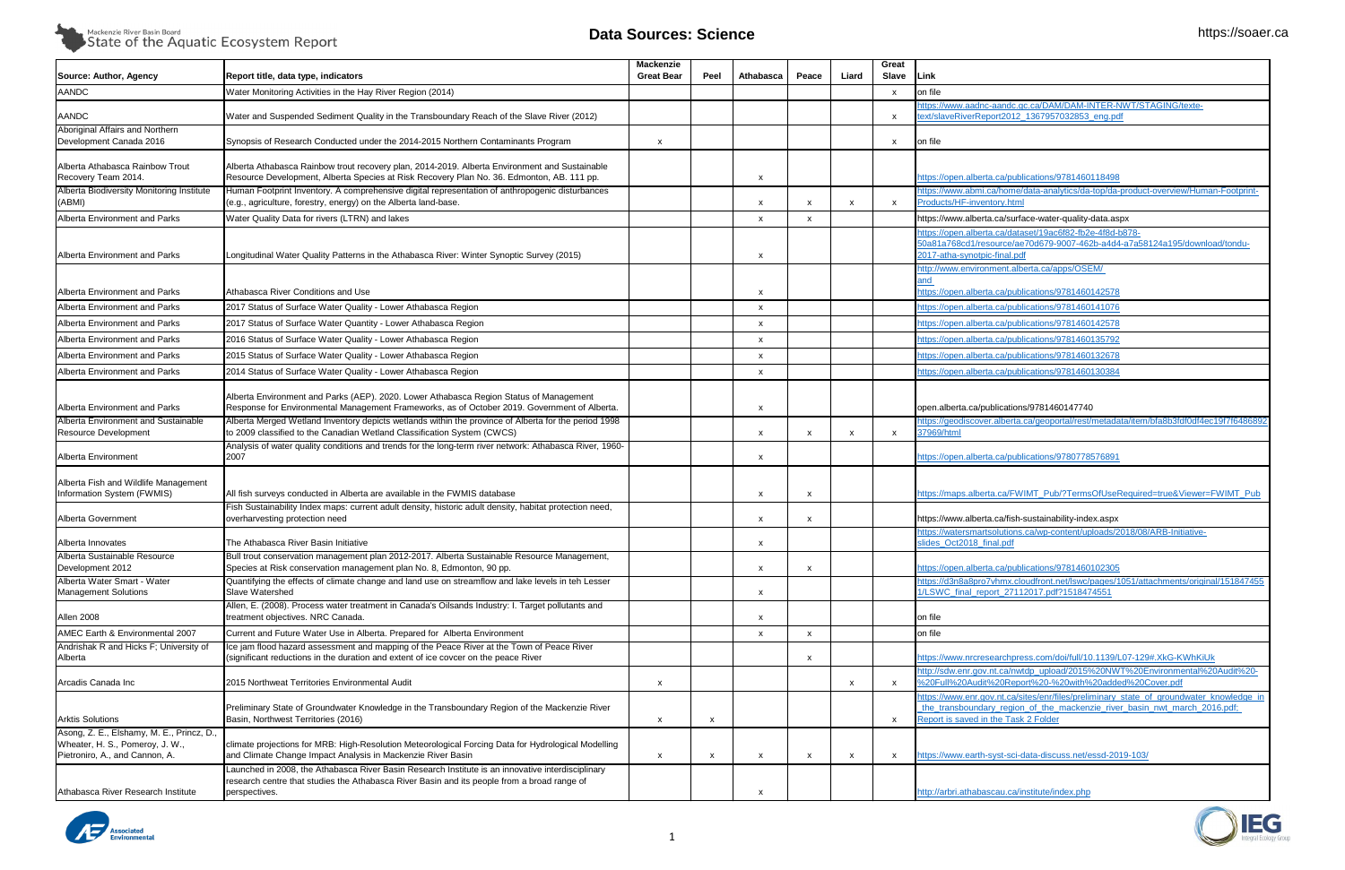# Data Sources: Science

| Source: Author, Agency | Report title, data type, indicators | Mackenzie Great Bear | Peel | Athabasca | Peace | Liard | Great Slave | Link |
|---|---|---|---|---|---|---|---|---|
| AANDC | Water Monitoring Activities in the Hay River Region (2014) | | | | | | x | on file |
| AANDC | Water and Suspended Sediment Quality in the Transboundary Reach of the Slave River (2012) | | | | | | x | https://www.aadnc-aandc.gc.ca/DAM/DAM-INTER-NWT/STAGING/texte-text/slaveRiverReport2012_1367957032853_eng.pdf |
| Aboriginal Affairs and Northern Development Canada 2016 | Synopsis of Research Conducted under the 2014-2015 Northern Contaminants Program | x | | | | | x | on file |
| Alberta Athabasca Rainbow Trout Recovery Team 2014. | Alberta Athabasca Rainbow trout recovery plan, 2014-2019. Alberta Environment and Sustainable Resource Development, Alberta Species at Risk Recovery Plan No. 36. Edmonton, AB. 111 pp. | | | x | | | | https://open.alberta.ca/publications/9781460118498 |
| Alberta Biodiversity Monitoring Institute (ABMI) | Human Footprint Inventory. A comprehensive digital representation of anthropogenic disturbances (e.g., agriculture, forestry, energy) on the Alberta land-base. | | | x | x | x | x | https://www.abmi.ca/home/data-analytics/da-top/da-product-overview/Human-Footprint-Products/HF-inventory.html |
| Alberta Environment and Parks | Water Quality Data for rivers (LTRN) and lakes | | | x | x | | | https://www.alberta.ca/surface-water-quality-data.aspx |
| Alberta Environment and Parks | Longitudinal Water Quality Patterns in the Athabasca River: Winter Synoptic Survey (2015) | | | x | | | | https://open.alberta.ca/dataset/19ac6f82-fb2e-4f8d-b878-50a81a768cd1/resource/ae70d679-9007-462b-a4d4-a7a58124a195/download/tondu-2017-atha-synotpic-final.pdf |
| Alberta Environment and Parks | Athabasca River Conditions and Use | | | x | | | | http://www.environment.alberta.ca/apps/OSEM/ and https://open.alberta.ca/publications/9781460142578 |
| Alberta Environment and Parks | 2017 Status of Surface Water Quality - Lower Athabasca Region | | | x | | | | https://open.alberta.ca/publications/9781460141076 |
| Alberta Environment and Parks | 2017 Status of Surface Water Quantity - Lower Athabasca Region | | | x | | | | https://open.alberta.ca/publications/9781460142578 |
| Alberta Environment and Parks | 2016 Status of Surface Water Quality - Lower Athabasca Region | | | x | | | | https://open.alberta.ca/publications/9781460135792 |
| Alberta Environment and Parks | 2015 Status of Surface Water Quality - Lower Athabasca Region | | | x | | | | https://open.alberta.ca/publications/9781460132678 |
| Alberta Environment and Parks | 2014 Status of Surface Water Quality - Lower Athabasca Region | | | x | | | | https://open.alberta.ca/publications/9781460130384 |
| Alberta Environment and Parks | Alberta Environment and Parks (AEP). 2020. Lower Athabasca Region Status of Management Response for Environmental Management Frameworks, as of October 2019. Government of Alberta. | | | x | | | | open.alberta.ca/publications/9781460147740 |
| Alberta Environment and Sustainable Resource Development | Alberta Merged Wetland Inventory depicts wetlands within the province of Alberta for the period 1998 to 2009 classified to the Canadian Wetland Classification System (CWCS) | | | x | x | x | x | https://geodiscover.alberta.ca/geoportal/rest/metadata/item/bfa8b3fdf0df4ec19f7f648689237969/html |
| Alberta Environment | Analysis of water quality conditions and trends for the long-term river network: Athabasca River, 1960-2007 | | | x | | | | https://open.alberta.ca/publications/9780778576891 |
| Alberta Fish and Wildlife Management Information System (FWMIS) | All fish surveys conducted in Alberta are available in the FWMIS database | | | x | x | | | https://maps.alberta.ca/FWIMT_Pub/?TermsOfUseRequired=true&Viewer=FWIMT_Pub |
| Alberta Government | Fish Sustainability Index maps: current adult density, historic adult density, habitat protection need, overharvesting protection need | | | x | x | | | https://www.alberta.ca/fish-sustainability-index.aspx |
| Alberta Innovates | The Athabasca River Basin Initiative | | | x | | | | https://watersmartsolutions.ca/wp-content/uploads/2018/08/ARB-Initiative-slides_Oct2018_final.pdf |
| Alberta Sustainable Resource Development 2012 | Bull trout conservation management plan 2012-2017. Alberta Sustainable Resource Management, Species at Risk conservation management plan No. 8, Edmonton, 90 pp. | | | x | x | | | https://open.alberta.ca/publications/9781460102305 |
| Alberta Water Smart - Water Management Solutions | Quantifying the effects of climate change and land use on streamflow and lake levels in teh Lesser Slave Watershed | | | x | | | | https://d3n8a8pro7vhmx.cloudfront.net/lswc/pages/1051/attachments/original/1518474551/LSWC_final_report_27112017.pdf?1518474551 |
| Allen 2008 | Allen, E. (2008). Process water treatment in Canada's Oilsands Industry: I. Target pollutants and treatment objectives. NRC Canada. | | | x | | | | on file |
| AMEC Earth & Environmental 2007 | Current and Future Water Use in Alberta. Prepared for Alberta Environment | | | x | x | | | on file |
| Andrishak R and Hicks F; University of Alberta | Ice jam flood hazard assessment and mapping of the Peace River at the Town of Peace River (significant reductions in the duration and extent of ice covcer on the peace River | | | | x | | | https://www.nrcresearchpress.com/doi/full/10.1139/L07-129#.XkG-KWhKiUk |
| Arcadis Canada Inc | 2015 Northwest Territories Environmental Audit | x | | | | x | x | http://sdw.enr.gov.nt.ca/nwtdp_upload/2015%20NWT%20Environmental%20Audit%20-%20Full%20Audit%20Report%20-%20with%20added%20Cover.pdf |
| Arktis Solutions | Preliminary State of Groundwater Knowledge in the Transboundary Region of the Mackenzie River Basin, Northwest Territories (2016) | x | x | | | | x | https://www.enr.gov.nt.ca/sites/enr/files/preliminary_state_of_groundwater_knowledge_in_the_transboundary_region_of_the_mackenzie_river_basin_nwt_march_2016.pdf; Report is saved in the Task 2 Folder |
| Asong, Z. E., Elshamy, M. E., Princz, D., Wheater, H. S., Pomeroy, J. W., Pietroniro, A., and Cannon, A. | climate projections for MRB: High-Resolution Meteorological Forcing Data for Hydrological Modelling and Climate Change Impact Analysis in Mackenzie River Basin | x | x | x | x | x | x | https://www.earth-syst-sci-data-discuss.net/essd-2019-103/ |
| Athabasca River Research Institute | Launched in 2008, the Athabasca River Basin Research Institute is an innovative interdisciplinary research centre that studies the Athabasca River Basin and its people from a broad range of perspectives. | | | x | | | | http://arbri.athabascau.ca/institute/index.php |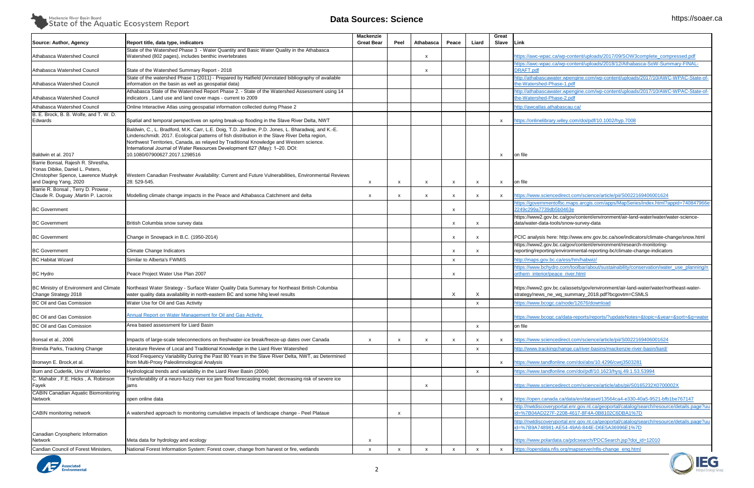## Data Sources: Science

| Source: Author, Agency | Report title, data type, indicators | Mackenzie Great Bear | Peel | Athabasca | Peace | Liard | Great Slave | Link |
|---|---|---|---|---|---|---|---|---|
| Athabasca Watershed Council | State of the Watershed Phase 3 - Water Quantity and Basic Water Quality in the Athabasca Watershed (802 pages), includes benthic invertebrates | | | x | | | | https://awc-wpac.ca/wp-content/uploads/2017/09/SOW3complete_compressed.pdf |
| Athabasca Watershed Council | State of the Watershed Summary Report - 2018 | | | x | | | | https://awc-wpac.ca/wp-content/uploads/2018/12/Athabasca-SoW-Summary-FINAL-DRAFT.pdf |
| Athabasca Watershed Council | State of the watershed Phase 1 (2011) - Prepared by Hatfield (Annotated bibliography of available information on the basin as well as geospatial data) | | | | | | | http://athabascawater.wpengine.com/wp-content/uploads/2017/10/AWC-WPAC-State-of-the-Watershed-Phase-1.pdf |
| Athabasca Watershed Council | Athabasca State of the Watershed Report Phase 2. - State of the Watershed Assessment using 14 indicators , Land use and land cover maps - current to 2009 | | | | | | | http://athabascawater.wpengine.com/wp-content/uploads/2017/10/AWC-WPAC-State-of-the-Watershed-Phase-2.pdf |
| Athabasca Watershed Council | Online Interactive Atlas using geospatial information collected during Phase 2 | | | | | | | http://awcatlas.athabascau.ca/ |
| B. E. Brock, B. B. Wolfe, and T. W. D. Edwards | Spatial and temporal perspectives on spring break-up flooding in the Slave River Delta, NWT | | | | | | x | https://onlinelibrary.wiley.com/doi/pdf/10.1002/hyp.7008 |
| Baldwin et al. 2017 | Baldwin, C., L. Bradford, M.K. Carr, L.E. Doig, T.D. Jardine, P.D. Jones, L. Bharadwaj, and K.-E. Lindenschmidt. 2017. Ecological patterns of fish distribution in the Slave River Delta region, Northwest Territories, Canada, as relayed by Traditional Knowledge and Western science. International Journal of Water Resources Development 627 (May): 1–20. DOI: 10.1080/07900627.2017.1298516 | | | | | | x | on file |
| Barrie Bonsal, Rajesh R. Shrestha, Yonas Dibike, Daniel L. Peters, Christopher Spence, Lawrence Mudryk and Daqing Yang, 2020 | Western Canadian Freshwater Availability: Current and Future Vulnerabilities, Environmental Reviews 28: 529-545. | x | x | x | x | x | x | on file |
| Barrie R. Bonsal , Terry D. Prowse , Claude R. Duguay ,Martin P. Lacroix | Modelling climate change impacts in the Peace and Athabasca Catchment and delta | x | x | x | x | x | x | https://www.sciencedirect.com/science/article/pii/S0022169406001624 |
| BC Government | | | | | x | | | https://governmentofbc.maps.arcgis.com/apps/MapSeries/index.html?appid=740847966e2249c299a7739db5b0463e |
| BC Government | British Columbia snow survey data | | | | x | x | | https://www2.gov.bc.ca/gov/content/environment/air-land-water/water/water-science-data/water-data-tools/snow-survey-data |
| BC Government | Change in Snowpack in B.C. (1950-2014) | | | | x | x | | PCIC analysis here: http://www.env.gov.bc.ca/soe/indicators/climate-change/snow.html |
| BC Government | Climate Change Indicators | | | | x | x | | https://www2.gov.bc.ca/gov/content/environment/research-monitoring-reporting/reporting/environmental-reporting-bc/climate-change-indicators |
| BC Habitat Wizard | Similar to Alberta's FWMIS | | | | x | | | http://maps.gov.bc.ca/ess/hm/habwiz/ |
| BC Hydro | Peace Project Water Use Plan 2007 | | | | x | | | https://www.bchydro.com/toolbar/about/sustainability/conservation/water_use_planning/northern_interior/peace_river.html |
| BC Ministry of Environment and Climate Change Strategy 2018 | Northeast Water Strategy - Surface Water Quality Data Summary for Northeast British Columbia water quality data availability in north-eastern BC and some hihg level results | | | | X | X | | https://www2.gov.bc.ca/assets/gov/environment/air-land-water/water/northeast-water-strategy/news_ne_wq_summary_2018.pdf?bcgovtm=CSMLS |
| BC Oil and Gas Comission | Water Use for Oil and Gas Activity | | | | | x | | https://www.bcogc.ca/node/12676/download |
| BC Oil and Gas Comission | Annual Report on Water Management for Oil and Gas Activity | | | | | | | https://www.bcogc.ca/data-reports/reports/?updateNotes=&topic=&year=&sort=&q=water |
| BC Oil and Gas Comission | Area based assessment for Liard Basin | | | | | x | | on file |
| Bonsal et al., 2006 | Impacts of large-scale teleconnections on freshwater-ice break/freeze-up dates over Canada | x | x | x | x | x | x | https://www.sciencedirect.com/science/article/pii/S0022169406001624 |
| Brenda Parks, Tracking Change | Literature Review of Local and Traditional Knowledge in the Liard River Watershed | | | | | x | | http://www.trackingchange.ca/river-basins/mackenzie-river-basin/liard/ |
| Bronwyn E. Brock,et al. | Flood Frequency Variability During the Past 80 Years in the Slave River Delta, NWT, as Determined from Multi-Proxy Paleolimnological Analysis | | | | | | x | https://www.tandfonline.com/doi/abs/10.4296/cwrj3503281 |
| Burn and Cuderlik, Unv of Waterloo | Hydrological trends and variability in the Liard River Basin (2004) | | | | | x | | https://www.tandfonline.com/doi/pdf/10.1623/hysj.49.1.53.53994 |
| C. Mahabir , F.E. Hicks , A. Robinson Fayek | Transferability of a neuro-fuzzy river ice jam flood forecasting model; decreasing risk of severe ice jams | | | x | | | | https://www.sciencedirect.com/science/article/abs/pii/S0165232X0700002X |
| CABIN Canadian Aquatic Biomonitoring Network | open online data | | | | | | x | https://open.canada.ca/data/en/dataset/13564ca4-e330-40a5-9521-bfb1be767147 |
| CABIN monitoring network | A watershed approach to monitoring cumulative impacts of landscape change - Peel Plataue | | x | | | | | http://nwtdiscoveryportal.enr.gov.nt.ca/geoportal/catalog/search/resource/details.page?uuid=%7B04AD227F-2208-4617-8F4A-0B8102C6DBA1%7D |
| Canadian Cryospheric Information Network | Meta data for hydrology and ecology | x | | | | | | http://nwtdiscoveryportal.enr.gov.nt.ca/geoportal/catalog/search/resource/details.page?uuid=%7B9A748981-AE54-49A6-844E-D6E5A36996E1%7D https://www.polardata.ca/pdcsearch/PDCSearch.jsp?doi_id=12010 |
| Candian Council of Forest Ministers, | National Forest Information System: Forest cover, change from harvest or fire, wetlands | x | x | x | x | x | x | https://opendata.nfis.org/mapserver/nfis-change_eng.html |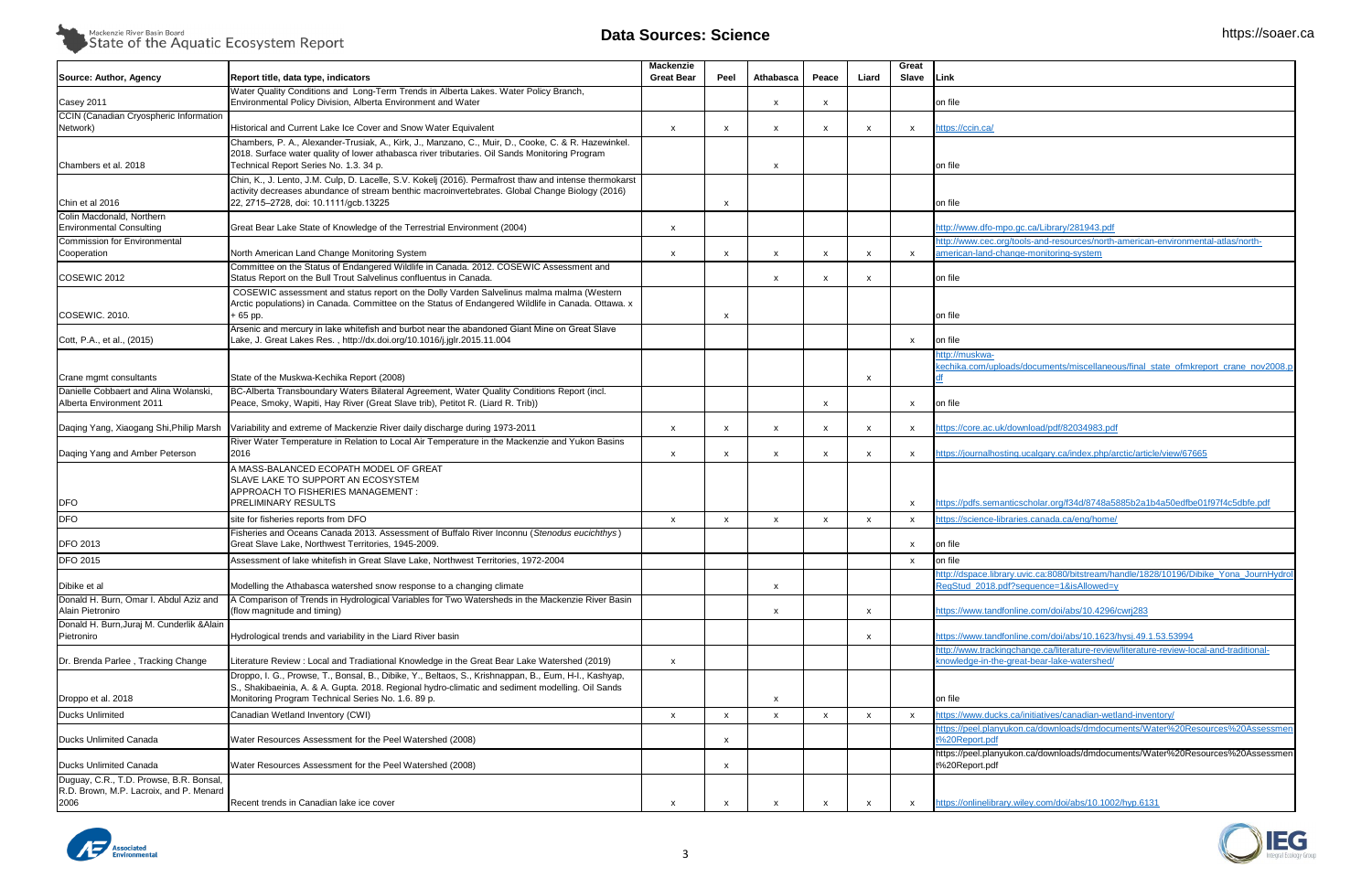# Data Sources: Science

| Source: Author, Agency | Report title, data type, indicators | Mackenzie Great Bear | Peel | Athabasca | Peace | Liard | Great Slave | Link |
|---|---|---|---|---|---|---|---|---|
| Casey 2011 | Water Quality Conditions and Long-Term Trends in Alberta Lakes. Water Policy Branch, Environmental Policy Division, Alberta Environment and Water | | | x | x | | | on file |
| CCIN (Canadian Cryospheric Information Network) | Historical and Current Lake Ice Cover and Snow Water Equivalent | x | x | x | x | x | x | https://ccin.ca/ |
| Chambers et al. 2018 | Chambers, P. A., Alexander-Trusiak, A., Kirk, J., Manzano, C., Muir, D., Cooke, C. & R. Hazewinkel. 2018. Surface water quality of lower athabasca river tributaries. Oil Sands Monitoring Program Technical Report Series No. 1.3. 34 p. | | | x | | | | on file |
| Chin et al 2016 | Chin, K., J. Lento, J.M. Culp, D. Lacelle, S.V. Kokelj (2016). Permafrost thaw and intense thermokarst activity decreases abundance of stream benthic macroinvertebrates. Global Change Biology (2016) 22, 2715–2728, doi: 10.1111/gcb.13225 | | x | | | | | on file |
| Colin Macdonald, Northern Environmental Consulting | Great Bear Lake State of Knowledge of the Terrestrial Environment (2004) | x | | | | | | http://www.dfo-mpo.gc.ca/Library/281943.pdf |
| Commission for Environmental Cooperation | North American Land Change Monitoring System | x | x | x | x | x | x | http://www.cec.org/tools-and-resources/north-american-environmental-atlas/north-american-land-change-monitoring-system |
| COSEWIC 2012 | Committee on the Status of Endangered Wildlife in Canada. 2012. COSEWIC Assessment and Status Report on the Bull Trout Salvelinus confluentus in Canada. | | | x | x | x | | on file |
| COSEWIC. 2010. | COSEWIC assessment and status report on the Dolly Varden Salvelinus malma malma (Western Arctic populations) in Canada. Committee on the Status of Endangered Wildlife in Canada. Ottawa. x + 65 pp. | | x | | | | | on file |
| Cott, P.A., et al., (2015) | Arsenic and mercury in lake whitefish and burbot near the abandoned Giant Mine on Great Slave Lake, J. Great Lakes Res. , http://dx.doi.org/10.1016/j.jglr.2015.11.004 | | | | | | x | on file |
| Crane mgmt consultants | State of the Muskwa-Kechika Report (2008) | | | | | x | | http://muskwa-kechika.com/uploads/documents/miscellaneous/final_state_ofmkreport_crane_nov2008.pdf |
| Danielle Cobbaert and Alina Wolanski, Alberta Environment 2011 | BC-Alberta Transboundary Waters Bilateral Agreement, Water Quality Conditions Report (incl. Peace, Smoky, Wapiti, Hay River (Great Slave trib), Petitot R. (Liard R. Trib)) | | | | x | | x | on file |
| Daqing Yang, Xiaogang Shi,Philip Marsh | Variability and extreme of Mackenzie River daily discharge during 1973-2011 | x | x | x | x | x | x | https://core.ac.uk/download/pdf/82034983.pdf |
| Daqing Yang and Amber Peterson | River Water Temperature in Relation to Local Air Temperature in the Mackenzie and Yukon Basins 2016 | x | x | x | x | x | x | https://journalhosting.ucalgary.ca/index.php/arctic/article/view/67665 |
| DFO | A MASS-BALANCED ECOPATH MODEL OF GREAT SLAVE LAKE TO SUPPORT AN ECOSYSTEM APPROACH TO FISHERIES MANAGEMENT : PRELIMINARY RESULTS | | | | | | x | https://pdfs.semanticscholar.org/f34d/8748a5885b2a1b4a50edfbe01f97f4c5dbfe.pdf |
| DFO | site for fisheries reports from DFO | x | x | x | x | x | x | https://science-libraries.canada.ca/eng/home/ |
| DFO 2013 | Fisheries and Oceans Canada 2013. Assessment of Buffalo River Inconnu (*Stenodus eucichthys*) Great Slave Lake, Northwest Territories, 1945-2009. | | | | | | x | on file |
| DFO 2015 | Assessment of lake whitefish in Great Slave Lake, Northwest Territories, 1972-2004 | | | | | | x | on file |
| Dibike et al | Modelling the Athabasca watershed snow response to a changing climate | | | x | | | | http://dspace.library.uvic.ca:8080/bitstream/handle/1828/10196/Dibike_Yona_JournHydrolRegStud_2018.pdf?sequence=1&isAllowed=y |
| Donald H. Burn, Omar I. Abdul Aziz and Alain Pietroniro | A Comparison of Trends in Hydrological Variables for Two Watersheds in the Mackenzie River Basin (flow magnitude and timing) | | | x | | x | | https://www.tandfonline.com/doi/abs/10.4296/cwrj283 |
| Donald H. Burn,Juraj M. Cunderlik &Alain Pietroniro | Hydrological trends and variability in the Liard River basin | | | | | x | | https://www.tandfonline.com/doi/abs/10.1623/hysj.49.1.53.53994 |
| Dr. Brenda Parlee , Tracking Change | Literature Review : Local and Tradiational Knowledge in the Great Bear Lake Watershed (2019) | x | | | | | | http://www.trackingchange.ca/literature-review/literature-review-local-and-traditional-knowledge-in-the-great-bear-lake-watershed/ |
| Droppo et al. 2018 | Droppo, I. G., Prowse, T., Bonsal, B., Dibike, Y., Beltaos, S., Krishnappan, B., Eum, H-I., Kashyap, S., Shakibaeinia, A. & A. Gupta. 2018. Regional hydro-climatic and sediment modelling. Oil Sands Monitoring Program Technical Series No. 1.6. 89 p. | | | x | | | | on file |
| Ducks Unlimited | Canadian Wetland Inventory (CWI) | x | x | x | x | x | x | https://www.ducks.ca/initiatives/canadian-wetland-inventory/ |
| Ducks Unlimited Canada | Water Resources Assessment for the Peel Watershed (2008) | | x | | | | | https://peel.planyukon.ca/downloads/dmdocuments/Water%20Resources%20Assessment%20Report.pdf |
| Ducks Unlimited Canada | Water Resources Assessment for the Peel Watershed (2008) | | x | | | | | https://peel.planyukon.ca/downloads/dmdocuments/Water%20Resources%20Assessment%20Report.pdf |
| Duguay, C.R., T.D. Prowse, B.R. Bonsal, R.D. Brown, M.P. Lacroix, and P. Menard 2006 | Recent trends in Canadian lake ice cover | x | x | x | x | x | x | https://onlinelibrary.wiley.com/doi/abs/10.1002/hyp.6131 |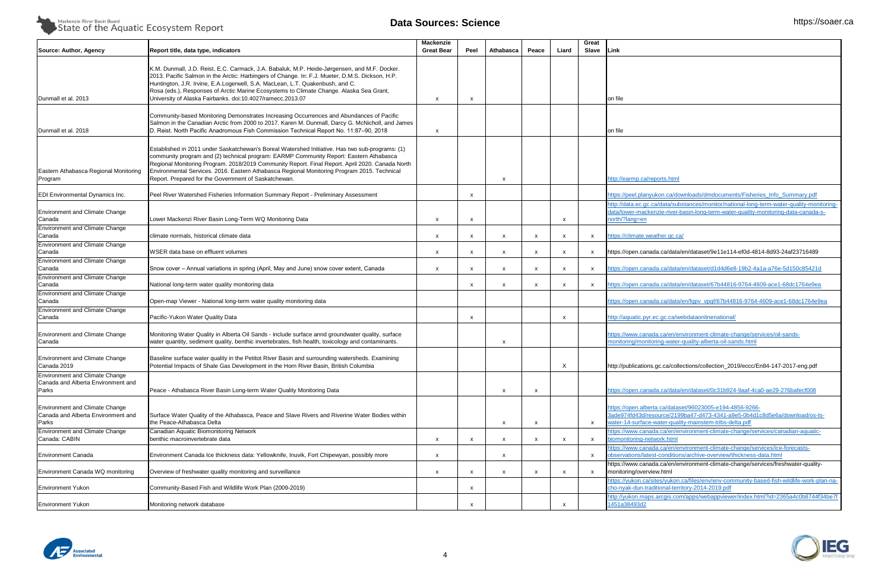## Data Sources: Science

| Source: Author, Agency | Report title, data type, indicators | Mackenzie Great Bear | Peel | Athabasca | Peace | Liard | Great Slave | Link |
|---|---|---|---|---|---|---|---|---|
| Dunmall et al. 2013 | K.M. Dunmall, J.D. Reist, E.C. Carmack, J.A. Babaluk, M.P. Heide-Jørgensen, and M.F. Docker. 2013. Pacific Salmon in the Arctic: Harbingers of Change. In: F.J. Mueter, D.M.S. Dickson, H.P. Huntington, J.R. Irvine, E.A.Logerwell, S.A. MacLean, L.T. Quakenbush, and C. Rosa (eds.), Responses of Arctic Marine Ecosystems to Climate Change. Alaska Sea Grant, University of Alaska Fairbanks. doi:10.4027/ramecc.2013.07 | x | x | | | | | on file |
| Dunmall et al. 2018 | Community-based Monitoring Demonstrates Increasing Occurrences and Abundances of Pacific Salmon in the Canadian Arctic from 2000 to 2017. Karen M. Dunmall, Darcy G. McNicholl, and James D. Reist. North Pacific Anadromous Fish Commission Technical Report No. 11:87–90, 2018 | x | | | | | | on file |
| Eastern Athabasca Regional Monitoring Program | Established in 2011 under Saskatchewan's Boreal Watershed Initiative. Has two sub-programs: (1) community program and (2) technical program: EARMP Community Report: Eastern Athabasca Regional Monitoring Program. 2018/2019 Community Report. Final Report. April 2020. Canada North Environmental Services. 2016. Eastern Athabasca Regional Monitoring Program 2015. Technical Report. Prepared for the Government of Saskatchewan. | | | x | | | | http://earmp.ca/reports.html |
| EDI Environmental Dynamics Inc. | Peel River Watershed Fisheries Information Summary Report - Preliminary Assessment | | x | | | | | https://peel.planyukon.ca/downloads/dmdocuments/Fisheries_Info_Summary.pdf |
| Environment and Climate Change Canada | Lower Mackenzi River Basin Long-Term WQ Monitoring Data | x | x | | | x | | http://data.ec.gc.ca/data/substances/monitor/national-long-term-water-quality-monitoring-data/lower-mackenzie-river-basin-long-term-water-quality-monitoring-data-canada-s-north/?lang=en |
| Environment and Climate Change Canada | climate normals, historical climate data | x | x | x | x | x | x | https://climate.weather.gc.ca/ |
| Environment and Climate Change Canada | WSER data base on effluent volumes | x | x | x | x | x | x | https://open.canada.ca/data/en/dataset/9e11e114-ef0d-4814-8d93-24af23716489 |
| Environment and Climate Change Canada | Snow cover – Annual variations in spring (April, May and June) snow cover extent, Canada | x | x | x | x | x | x | https://open.canada.ca/data/en/dataset/d1d4d6e8-19b2-4a1a-a76e-5d150c85421d |
| Environment and Climate Change Canada | National long-term water quality monitoring data | | x | x | x | x | x | https://open.canada.ca/data/en/dataset/67b44816-9764-4609-ace1-68dc1764e9ea |
| Environment and Climate Change Canada | Open-map Viewer - National long-term water quality monitoring data | | | | | | | https://open.canada.ca/data/en/fgpv_vpgf/67b44816-9764-4609-ace1-68dc1764e9ea |
| Environment and Climate Change Canada | Pacific-Yukon Water Quality Data | | x | | | x | | http://aquatic.pyr.ec.gc.ca/webdataonlinenational/ |
| Environment and Climate Change Canada | Monitoring Water Quality in Alberta Oil Sands - include surface annd groundwater quality, surface water quantity, sediment quality, benthic invertebrates, fish health, toxicology and contaminants. | | | x | | | | https://www.canada.ca/en/environment-climate-change/services/oil-sands-monitoring/monitoring-water-quality-alberta-oil-sands.html |
| Environment and Climate Change Canada 2019 | Baseline surface water quality in the Petitot River Basin and surrounding watersheds. Examining Potential Impacts of Shale Gas Development in the Horn River Basin, British Columbia | | | | | X | | http://publications.gc.ca/collections/collection_2019/eccc/En84-147-2017-eng.pdf |
| Environment and Climate Change Canada and Alberta Environment and Parks | Peace - Athabasca River Basin Long-term Water Quality Monitoring Data | | | x | x | | | https://open.canada.ca/data/en/dataset/0c31b924-9aaf-4ca0-ae29-276bafecf008 |
| Environment and Climate Change Canada and Alberta Environment and Parks | Surface Water Quality of the Athabasca, Peace and Slave Rivers and Riverine Water Bodies within the Peace-Athabasca Delta | | | x | x | | x | https://open.alberta.ca/dataset/96023005-e194-4856-9266-3ade974fd43d/resource/2199ba47-d473-4341-a9e5-0b4d1c8d5e6a/download/os-ts-water-14-surface-water-quality-mainstem-tribs-delta.pdf |
| Environment and Climate Change Canada: CABIN | Canadian Aquatic Biomonitoring Network benthic macroinvertebrate data | x | x | x | x | x | x | https://www.canada.ca/en/environment-climate-change/services/canadian-aquatic-biomonitoring-network.html |
| Environment Canada | Environment Canada Ice thickness data: Yellowknife, Inuvik, Fort Chipewyan, possibly more | x | | x | | | x | https://www.canada.ca/en/environment-climate-change/services/ice-forecasts-observations/latest-conditions/archive-overview/thickness-data.html |
| Environment Canada WQ monitoring | Overview of freshwater quality monitoring and surveillance | x | x | x | x | x | x | https://www.canada.ca/en/environment-climate-change/services/freshwater-quality-monitoring/overview.html |
| Environment Yukon | Community-Based Fish and Wildlife Work Plan (2009-2019) | | x | | | | | https://yukon.ca/sites/yukon.ca/files/env/env-community-based-fish-wildlife-work-plan-na-cho-nyak-dun-traditional-territory-2014-2019.pdf |
| Environment Yukon | Monitoring network database | | x | | | x | | http://yukon.maps.arcgis.com/apps/webappviewer/index.html?id=2365a4c0b8744f34be7f1451a38493d2 |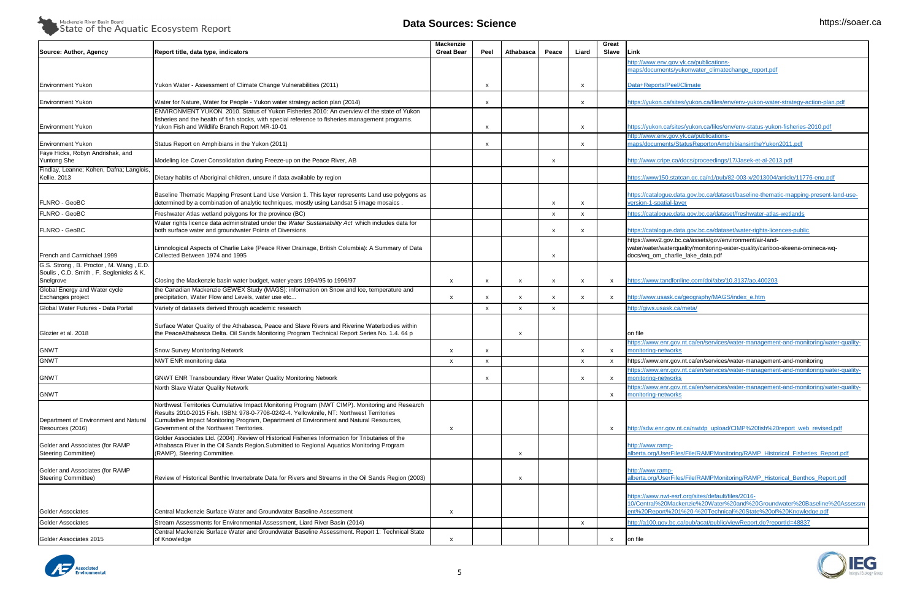## Data Sources: Science

| Source: Author, Agency | Report title, data type, indicators | Mackenzie Great Bear | Peel | Athabasca | Peace | Liard | Great Slave | Link |
|---|---|---|---|---|---|---|---|---|
| Environment Yukon | Yukon Water - Assessment of Climate Change Vulnerabilities (2011) | | x | | | x | | http://www.env.gov.yk.ca/publications-maps/documents/yukonwater_climatechange_report.pdf Data+Reports/Peel/Climate |
| Environment Yukon | Water for Nature, Water for People - Yukon water strategy action plan (2014) | | x | | | x | | https://yukon.ca/sites/yukon.ca/files/env/env-yukon-water-strategy-action-plan.pdf |
| Environment Yukon | ENVIRONMENT YUKON. 2010. Status of Yukon Fisheries 2010: An overview of the state of Yukon fisheries and the health of fish stocks, with special reference to fisheries management programs. Yukon Fish and Wildlife Branch Report MR-10-01 | | x | | | x | | https://yukon.ca/sites/yukon.ca/files/env/env-status-yukon-fisheries-2010.pdf |
| Environment Yukon | Status Report on Amphibians in the Yukon (2011) | | x | | | x | | http://www.env.gov.yk.ca/publications-maps/documents/StatusReportonAmphibiansintheYukon2011.pdf |
| Faye Hicks, Robyn Andrishak, and Yuntong She | Modeling Ice Cover Consolidation during Freeze-up on the Peace River, AB | | | | x | | | http://www.cripe.ca/docs/proceedings/17/Jasek-et-al-2013.pdf |
| Findlay, Leanne; Kohen, Dafna; Langlois, Kellie. 2013 | Dietary habits of Aboriginal children, unsure if data available by region | | | | | | | https://www150.statcan.gc.ca/n1/pub/82-003-x/2013004/article/11776-eng.pdf |
| FLNRO - GeoBC | Baseline Thematic Mapping Present Land Use Version 1. This layer represents Land use polygons as determined by a combination of analytic techniques, mostly using Landsat 5 image mosaics . | | | | x | x | | https://catalogue.data.gov.bc.ca/dataset/baseline-thematic-mapping-present-land-use-version-1-spatial-layer |
| FLNRO - GeoBC | Freshwater Atlas wetland polygons for the province (BC) | | | | x | x | | https://catalogue.data.gov.bc.ca/dataset/freshwater-atlas-wetlands |
| FLNRO - GeoBC | Water rights licence data administrated under the *Water Sustainability Act* which includes data for both surface water and groundwater Points of Diversions | | | | x | x | | https://catalogue.data.gov.bc.ca/dataset/water-rights-licences-public |
| French and Carmichael 1999 | Limnological Aspects of Charlie Lake (Peace River Drainage, British Columbia): A Summary of Data Collected Between 1974 and 1995 | | | | x | | | https://www2.gov.bc.ca/assets/gov/environment/air-land-water/water/waterquality/monitoring-water-quality/cariboo-skeena-omineca-wq-docs/wq_om_charlie_lake_data.pdf |
| G.S. Strong , B. Proctor , M. Wang , E.D. Soulis , C.D. Smith , F. Seglenieks & K. Snelgrove | Closing the Mackenzie basin water budget, water years 1994/95 to 1996/97 | x | x | x | x | x | x | https://www.tandfonline.com/doi/abs/10.3137/ao.400203 |
| Global Energy and Water cycle Exchanges project | the Canadian Mackenzie GEWEX Study (MAGS): information on Snow and Ice, temperature and precipitation, Water Flow and Levels, water use etc... | x | x | x | x | x | x | http://www.usask.ca/geography/MAGS/index_e.htm |
| Global Water Futures - Data Portal | Variety of datasets derived through academic research | | x | x | x | | | http://giws.usask.ca/meta/ |
| Glozier et al. 2018 | Surface Water Quality of the Athabasca, Peace and Slave Rivers and Riverine Waterbodies within the PeaceAthabasca Delta. Oil Sands Monitoring Program Technical Report Series No. 1.4. 64 p | | | x | | | | on file |
| GNWT | Snow Survey Monitoring Network | x | x | | | x | x | https://www.enr.gov.nt.ca/en/services/water-management-and-monitoring/water-quality-monitoring-networks |
| GNWT | NWT ENR monitoring data | x | x | | | x | x | https://www.enr.gov.nt.ca/en/services/water-management-and-monitoring |
| GNWT | GNWT ENR Transboundary River Water Quality Monitoring Network | | x | | | x | x | https://www.enr.gov.nt.ca/en/services/water-management-and-monitoring/water-quality-monitoring-networks |
| GNWT | North Slave Water Quality Network | | | | | | x | https://www.enr.gov.nt.ca/en/services/water-management-and-monitoring/water-quality-monitoring-networks |
| Department of Environment and Natural Resources (2016) | Northwest Territories Cumulative Impact Monitoring Program (NWT CIMP). Monitoring and Research Results 2010-2015 Fish. ISBN: 978-0-7708-0242-4. Yellowknife, NT: Northwest Territories Cumulative Impact Monitoring Program, Department of Environment and Natural Resources, Government of the Northwest Territories. | x | | | | | x | http://sdw.enr.gov.nt.ca/nwtdp_upload/CIMP%20fish%20report_web_revised.pdf |
| Golder and Associates (for RAMP Steering Committee) | Golder Associates Ltd. (2004) .Review of Historical Fisheries Information for Tributaries of the Athabasca River in the Oil Sands Region.Submitted to Regional Aquatics Monitoring Program (RAMP), Steering Committee. | | | x | | | | http://www.ramp-alberta.org/UserFiles/File/RAMPMonitoring/RAMP_Historical_Fisheries_Report.pdf |
| Golder and Associates (for RAMP Steering Committee) | Review of Historical Benthic Invertebrate Data for Rivers and Streams in the Oil Sands Region (2003) | | | x | | | | http://www.ramp-alberta.org/UserFiles/File/RAMPMonitoring/RAMP_Historical_Benthos_Report.pdf |
| Golder Associates | Central Mackenzie Surface Water and Groundwater Baseline Assessment | x | | | | | | https://www.nwt-esrf.org/sites/default/files/2016-10/Central%20Mackenzie%20Water%20and%20Groundwater%20Baseline%20Assessment%20Report%201%20-%20Technical%20State%20of%20Knowledge.pdf |
| Golder Associates | Stream Assessments for Environmental Assessment, Liard River Basin (2014) | | | | | x | | http://a100.gov.bc.ca/pub/acat/public/viewReport.do?reportId=48837 |
| Golder Associates 2015 | Central Mackenzie Surface Water and Groundwater Baseline Assessment. Report 1: Technical State of Knowledge | x | | | | | x | on file |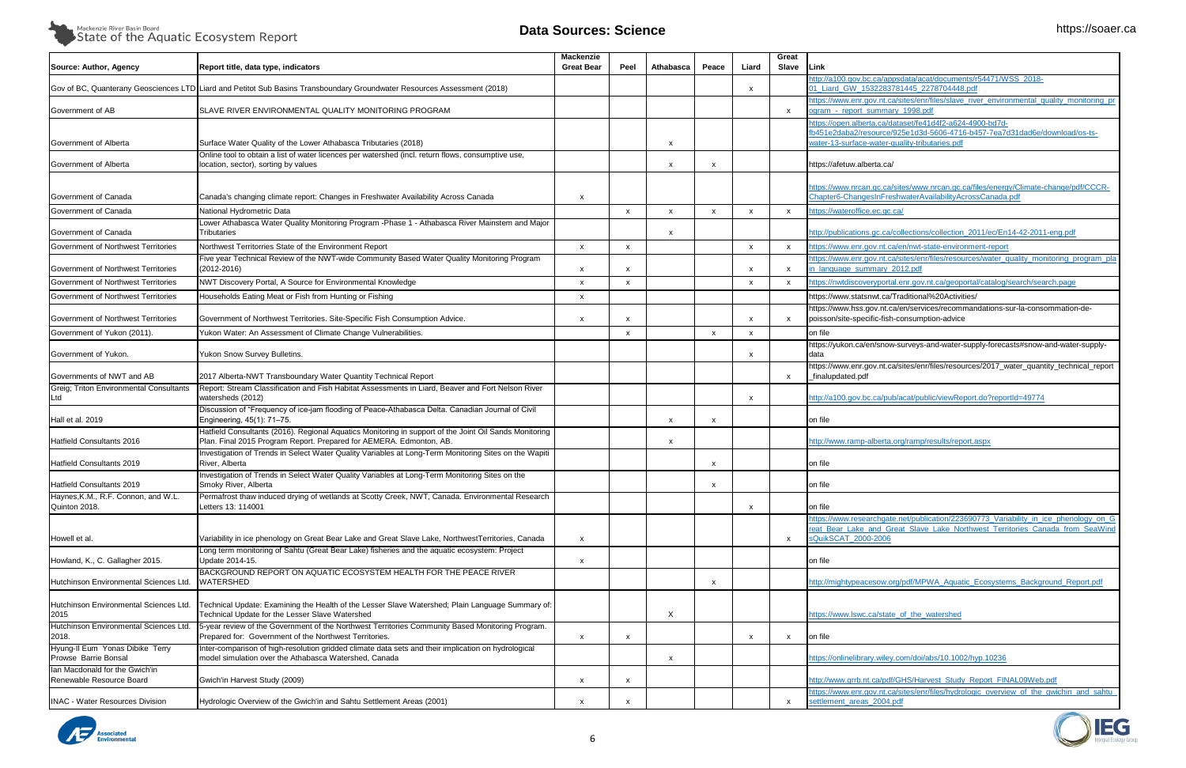# Data Sources: Science

| Source: Author, Agency | Report title, data type, indicators | Mackenzie Great Bear | Peel | Athabasca | Peace | Liard | Great Slave | Link |
|---|---|---|---|---|---|---|---|---|
| Gov of BC, Quanterany Geosciences LTD | Liard and Petitot Sub Basins Transboundary Groundwater Resources Assessment (2018) | | | | | x | | http://a100.gov.bc.ca/appsdata/acat/documents/r54471/WSS_2018-01_Liard_GW_1532283781445_2278704448.pdf |
| Government of AB | SLAVE RIVER ENVIRONMENTAL QUALITY MONITORING PROGRAM | | | | | | x | https://www.enr.gov.nt.ca/sites/enr/files/slave_river_environmental_quality_monitoring_program_-_report_summary_1998.pdf |
| Government of Alberta | Surface Water Quality of the Lower Athabasca Tributaries (2018) | | | x | | | | https://open.alberta.ca/dataset/fe41d4f2-a624-4900-bd7d-fb451e2daba2/resource/925e1d3d-5606-4716-b457-7ea7d31dad6e/download/os-ts-water-13-surface-water-quality-tributaries.pdf |
| Government of Alberta | Online tool to obtain a list of water licences per watershed (incl. return flows, consumptive use, location, sector), sorting by values | | | x | x | | | https://afetuw.alberta.ca/ |
| Government of Canada | Canada's changing climate report: Changes in Freshwater Availability Across Canada | x | | | | | | https://www.nrcan.gc.ca/sites/www.nrcan.gc.ca/files/energy/Climate-change/pdf/CCCR-Chapter6-ChangesInFreshwaterAvailabilityAcrossCanada.pdf |
| Government of Canada | National Hydrometric Data | | x | x | x | x | x | https://wateroffice.ec.gc.ca/ |
| Government of Canada | Lower Athabasca Water Quality Monitoring Program -Phase 1 - Athabasca River Mainstem and Major Tributaries | | | x | | | | http://publications.gc.ca/collections/collection_2011/ec/En14-42-2011-eng.pdf |
| Government of Northwest Territories | Northwest Territories State of the Environment Report | x | x | | | x | x | https://www.enr.gov.nt.ca/en/nwt-state-environment-report |
| Government of Northwest Territories | Five year Technical Review of the NWT-wide Community Based Water Quality Monitoring Program (2012-2016) | x | x | | | x | x | https://www.enr.gov.nt.ca/sites/enr/files/resources/water_quality_monitoring_program_plain_language_summary_2012.pdf |
| Government of Northwest Territories | NWT Discovery Portal, A Source for Environmental Knowledge | x | x | | | x | x | https://nwtdiscoveryportal.enr.gov.nt.ca/geoportal/catalog/search/search.page |
| Government of Northwest Territories | Households Eating Meat or Fish from Hunting or Fishing | x | | | | | | https://www.statsnwt.ca/Traditional%20Activities/ |
| Government of Northwest Territories | Government of Northwest Territories. Site-Specific Fish Consumption Advice. | x | x | | | x | x | https://www.hss.gov.nt.ca/en/services/recommandations-sur-la-consommation-de-poisson/site-specific-fish-consumption-advice |
| Government of Yukon (2011). | Yukon Water: An Assessment of Climate Change Vulnerabilities. | | x | | x | x | | on file |
| Government of Yukon. | Yukon Snow Survey Bulletins. | | | | | x | | https://yukon.ca/en/snow-surveys-and-water-supply-forecasts#snow-and-water-supply-data |
| Governments of NWT and AB | 2017 Alberta-NWT Transboundary Water Quantity Technical Report | | | | | | x | https://www.enr.gov.nt.ca/sites/enr/files/resources/2017_water_quantity_technical_report_finalupdated.pdf |
| Greig; Triton Environmental Consultants Ltd | Report: Stream Classification and Fish Habitat Assessments in Liard, Beaver and Fort Nelson River watersheds (2012) | | | | | x | | http://a100.gov.bc.ca/pub/acat/public/viewReport.do?reportId=49774 |
| Hall et al. 2019 | Discussion of "Frequency of ice-jam flooding of Peace-Athabasca Delta. Canadian Journal of Civil Engineering, 45(1): 71–75. | | | x | x | | | on file |
| Hatfield Consultants 2016 | Hatfield Consultants (2016). Regional Aquatics Monitoring in support of the Joint Oil Sands Monitoring Plan. Final 2015 Program Report. Prepared for AEMERA. Edmonton, AB. | | | x | | | | http://www.ramp-alberta.org/ramp/results/report.aspx |
| Hatfield Consultants 2019 | Investigation of Trends in Select Water Quality Variables at Long-Term Monitoring Sites on the Wapiti River, Alberta | | | | x | | | on file |
| Hatfield Consultants 2019 | Investigation of Trends in Select Water Quality Variables at Long-Term Monitoring Sites on the Smoky River, Alberta | | | | x | | | on file |
| Haynes,K.M., R.F. Connon, and W.L. Quinton 2018. | Permafrost thaw induced drying of wetlands at Scotty Creek, NWT, Canada. Environmental Research Letters 13: 114001 | | | | | x | | on file |
| Howell et al. | Variability in ice phenology on Great Bear Lake and Great Slave Lake, NorthwestTerritories, Canada | x | | | | | x | https://www.researchgate.net/publication/223690773_Variability_in_ice_phenology_on_Great_Bear_Lake_and_Great_Slave_Lake_Northwest_Territories_Canada_from_SeaWindsQuikSCAT_2000-2006 |
| Howland, K., C. Gallagher 2015. | Long term monitoring of Sahtu (Great Bear Lake) fisheries and the aquatic ecosystem: Project Update 2014-15. | x | | | | | | on file |
| Hutchinson Environmental Sciences Ltd. | BACKGROUND REPORT ON AQUATIC ECOSYSTEM HEALTH FOR THE PEACE RIVER WATERSHED | | | | x | | | http://mightypeacesow.org/pdf/MPWA_Aquatic_Ecosystems_Background_Report.pdf |
| Hutchinson Environmental Sciences Ltd. 2015 | Technical Update: Examining the Health of the Lesser Slave Watershed; Plain Language Summary of: Technical Update for the Lesser Slave Watershed | | | X | | | | https://www.lswc.ca/state_of_the_watershed |
| Hutchinson Environmental Sciences Ltd. 2018. | 5-year review of the Government of the Northwest Territories Community Based Monitoring Program. Prepared for: Government of the Northwest Territories. | x | x | | | x | x | on file |
| Hyung-Il Eum Yonas Dibike Terry Prowse Barrie Bonsal | Inter-comparison of high-resolution gridded climate data sets and their implication on hydrological model simulation over the Athabasca Watershed, Canada | | | x | | | | https://onlinelibrary.wiley.com/doi/abs/10.1002/hyp.10236 |
| Ian Macdonald for the Gwich'in Renewable Resource Board | Gwich'in Harvest Study (2009) | x | x | | | | | http://www.grrb.nt.ca/pdf/GHS/Harvest_Study_Report_FINAL09Web.pdf |
| INAC - Water Resources Division | Hydrologic Overview of the Gwich'in and Sahtu Settlement Areas (2001) | x | x | | | | x | https://www.enr.gov.nt.ca/sites/enr/files/hydrologic_overview_of_the_gwichin_and_sahtu_settlement_areas_2004.pdf |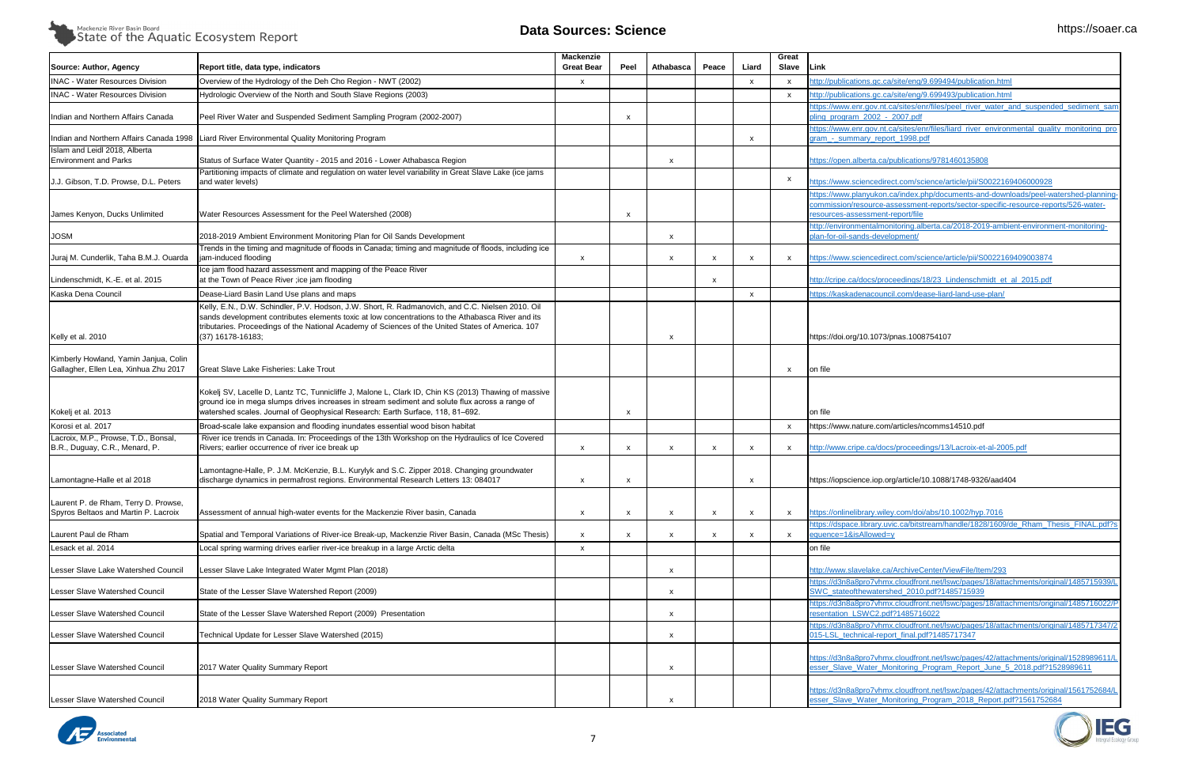## Data Sources: Science

| Source: Author, Agency | Report title, data type, indicators | Mackenzie Great Bear | Peel | Athabasca | Peace | Liard | Great Slave | Link |
|---|---|---|---|---|---|---|---|---|
| INAC - Water Resources Division | Overview of the Hydrology of the Deh Cho Region - NWT (2002) | x | | | | x | x | http://publications.gc.ca/site/eng/9.699494/publication.html |
| INAC - Water Resources Division | Hydrologic Overview of the North and South Slave Regions (2003) | | | | | | x | http://publications.gc.ca/site/eng/9.699493/publication.html |
| Indian and Northern Affairs Canada | Peel River Water and Suspended Sediment Sampling Program (2002-2007) | | x | | | | | https://www.enr.gov.nt.ca/sites/enr/files/peel_river_water_and_suspended_sediment_sampling_program_2002_-_2007.pdf |
| Indian and Northern Affairs Canada 1998 | Liard River Environmental Quality Monitoring Program | | | | | x | | https://www.enr.gov.nt.ca/sites/enr/files/liard_river_environmental_quality_monitoring_program_-_summary_report_1998.pdf |
| Islam and Leidl 2018, Alberta Environment and Parks | Status of Surface Water Quantity - 2015 and 2016 - Lower Athabasca Region | | | x | | | | https://open.alberta.ca/publications/9781460135808 |
| J.J. Gibson, T.D. Prowse, D.L. Peters | Partitioning impacts of climate and regulation on water level variability in Great Slave Lake (ice jams and water levels) | | | | | | x | https://www.sciencedirect.com/science/article/pii/S0022169406000928 |
| James Kenyon, Ducks Unlimited | Water Resources Assessment for the Peel Watershed (2008) | | x | | | | | https://www.planyukon.ca/index.php/documents-and-downloads/peel-watershed-planning-commission/resource-assessment-reports/sector-specific-resource-reports/526-water-resources-assessment-report/file |
| JOSM | 2018-2019 Ambient Environment Monitoring Plan for Oil Sands Development | | | x | | | | http://environmentalmonitoring.alberta.ca/2018-2019-ambient-environment-monitoring-plan-for-oil-sands-development/ |
| Juraj M. Cunderlik, Taha B.M.J. Ouarda | Trends in the timing and magnitude of floods in Canada; timing and magnitude of floods, including ice jam-induced flooding | x | | x | x | x | x | https://www.sciencedirect.com/science/article/pii/S0022169409003874 |
| Lindenschmidt, K.-E. et al. 2015 | Ice jam flood hazard assessment and mapping of the Peace River at the Town of Peace River ;ice jam flooding | | | | x | | | http://cripe.ca/docs/proceedings/18/23_Lindenschmidt_et_al_2015.pdf |
| Kaska Dena Council | Dease-Liard Basin Land Use plans and maps | | | | | x | | https://kaskadenacouncil.com/dease-liard-land-use-plan/ |
| Kelly et al. 2010 | Kelly, E.N., D.W. Schindler, P.V. Hodson, J.W. Short, R. Radmanovich, and C.C. Nielsen 2010. Oil sands development contributes elements toxic at low concentrations to the Athabasca River and its tributaries. Proceedings of the National Academy of Sciences of the United States of America. 107 (37) 16178-16183; | | | x | | | | https://doi.org/10.1073/pnas.1008754107 |
| Kimberly Howland, Yamin Janjua, Colin Gallagher, Ellen Lea, Xinhua Zhu 2017 | Great Slave Lake Fisheries: Lake Trout | | | | | | x | on file |
| Kokelj et al. 2013 | Kokelj SV, Lacelle D, Lantz TC, Tunnicliffe J, Malone L, Clark ID, Chin KS (2013) Thawing of massive ground ice in mega slumps drives increases in stream sediment and solute flux across a range of watershed scales. Journal of Geophysical Research: Earth Surface, 118, 81–692. | | x | | | | | on file |
| Korosi et al. 2017 | Broad-scale lake expansion and flooding inundates essential wood bison habitat | | | | | | x | https://www.nature.com/articles/ncomms14510.pdf |
| Lacroix, M.P., Prowse, T.D., Bonsal, B.R., Duguay, C.R., Menard, P. | River ice trends in Canada. In: Proceedings of the 13th Workshop on the Hydraulics of Ice Covered Rivers; earlier occurrence of river ice break up | x | x | x | x | x | x | http://www.cripe.ca/docs/proceedings/13/Lacroix-et-al-2005.pdf |
| Lamontagne-Halle et al 2018 | Lamontagne-Halle, P. J.M. McKenzie, B.L. Kurylyk and S.C. Zipper 2018. Changing groundwater discharge dynamics in permafrost regions. Environmental Research Letters 13: 084017 | x | x | | | x | | https://iopscience.iop.org/article/10.1088/1748-9326/aad404 |
| Laurent P. de Rham, Terry D. Prowse, Spyros Beltaos and Martin P. Lacroix | Assessment of annual high-water events for the Mackenzie River basin, Canada | x | x | x | x | x | x | https://onlinelibrary.wiley.com/doi/abs/10.1002/hyp.7016 |
| Laurent Paul de Rham | Spatial and Temporal Variations of River-ice Break-up, Mackenzie River Basin, Canada (MSc Thesis) | x | x | x | x | x | x | https://dspace.library.uvic.ca/bitstream/handle/1828/1609/de_Rham_Thesis_FINAL.pdf?sequence=1&isAllowed=y |
| Lesack et al. 2014 | Local spring warming drives earlier river-ice breakup in a large Arctic delta | x | | | | | | on file |
| Lesser Slave Lake Watershed Council | Lesser Slave Lake Integrated Water Mgmt Plan (2018) | | | x | | | | http://www.slavelake.ca/ArchiveCenter/ViewFile/Item/293 |
| Lesser Slave Watershed Council | State of the Lesser Slave Watershed Report (2009) | | | x | | | | https://d3n8a8pro7vhmx.cloudfront.net/lswc/pages/18/attachments/original/1485715939/LSWC_stateofthewatershed_2010.pdf?1485715939 |
| Lesser Slave Watershed Council | State of the Lesser Slave Watershed Report (2009) Presentation | | | x | | | | https://d3n8a8pro7vhmx.cloudfront.net/lswc/pages/18/attachments/original/1485716022/Presentation_LSWC2.pdf?1485716022 |
| Lesser Slave Watershed Council | Technical Update for Lesser Slave Watershed (2015) | | | x | | | | https://d3n8a8pro7vhmx.cloudfront.net/lswc/pages/18/attachments/original/1485717347/2015-LSL_technical-report_final.pdf?1485717347 |
| Lesser Slave Watershed Council | 2017 Water Quality Summary Report | | | x | | | | https://d3n8a8pro7vhmx.cloudfront.net/lswc/pages/42/attachments/original/1528989611/Lesser_Slave_Water_Monitoring_Program_Report_June_5_2018.pdf?1528989611 |
| Lesser Slave Watershed Council | 2018 Water Quality Summary Report | | | x | | | | https://d3n8a8pro7vhmx.cloudfront.net/lswc/pages/42/attachments/original/1561752684/Lesser_Slave_Water_Monitoring_Program_2018_Report.pdf?1561752684 |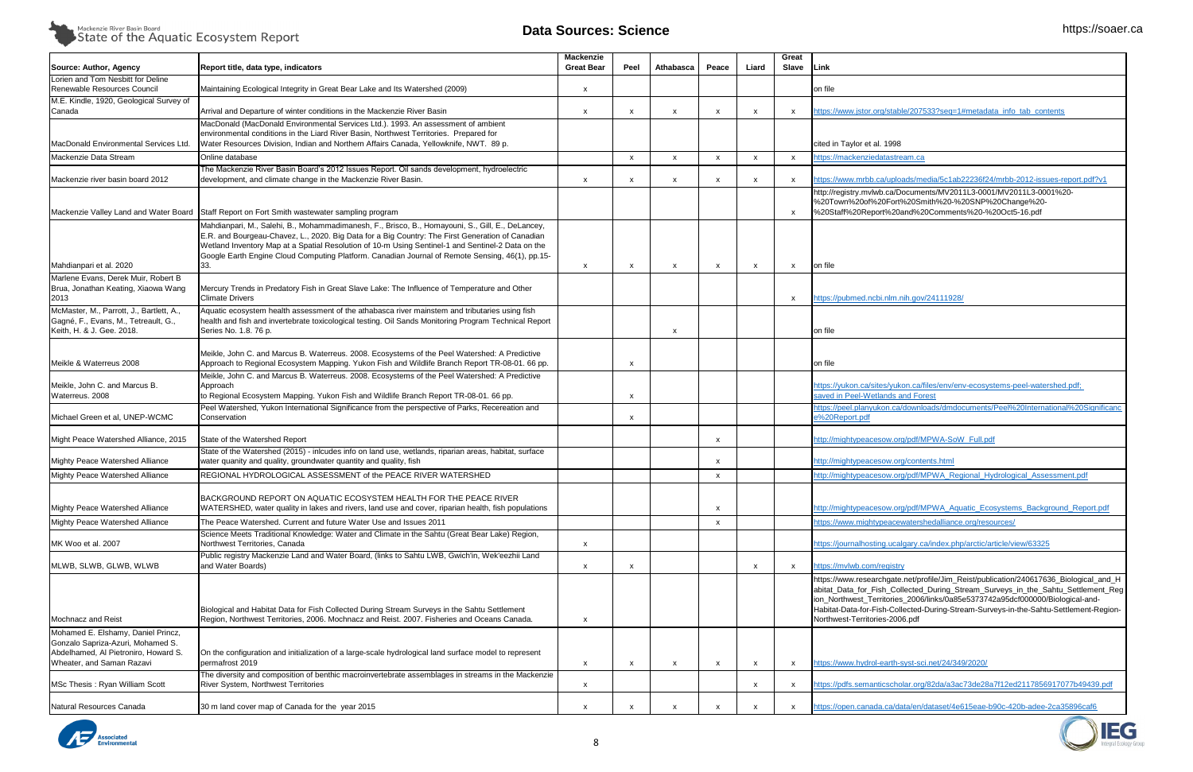## Data Sources: Science

| Source: Author, Agency | Report title, data type, indicators | Mackenzie Great Bear | Peel | Athabasca | Peace | Liard | Great Slave | Link |
|---|---|---|---|---|---|---|---|---|
| Lorien and Tom Nesbitt for Deline Renewable Resources Council | Maintaining Ecological Integrity in Great Bear Lake and Its Watershed (2009) | x | | | | | | on file |
| M.E. Kindle, 1920, Geological Survey of Canada | Arrival and Departure of winter conditions in the Mackenzie River Basin | x | x | x | x | x | x | https://www.jstor.org/stable/207533?seq=1#metadata_info_tab_contents |
| MacDonald Environmental Services Ltd. | MacDonald (MacDonald Environmental Services Ltd.). 1993. An assessment of ambient environmental conditions in the Liard River Basin, Northwest Territories. Prepared for Water Resources Division, Indian and Northern Affairs Canada, Yellowknife, NWT. 89 p. | | | | | | | cited in Taylor et al. 1998 |
| Mackenzie Data Stream | Online database | | x | x | x | x | x | https://mackenziedatastream.ca |
| Mackenzie river basin board 2012 | The Mackenzie River Basin Board's 2012 Issues Report. Oil sands development, hydroelectric development, and climate change in the Mackenzie River Basin. | x | x | x | x | x | x | https://www.mrbb.ca/uploads/media/5c1ab22236f24/mrbb-2012-issues-report.pdf?v1 |
| Mackenzie Valley Land and Water Board | Staff Report on Fort Smith wastewater sampling program | | | | | | x | http://registry.mvlwb.ca/Documents/MV2011L3-0001/MV2011L3-0001%20-%20Town%20of%20Fort%20Smith%20-%20SNP%20Change%20-%20Staff%20Report%20and%20Comments%20-%20Oct5-16.pdf |
| Mahdianpari et al. 2020 | Mahdianpari, M., Salehi, B., Mohammadimanesh, F., Brisco, B., Homayouni, S., Gill, E., DeLancey, E.R. and Bourgeau-Chavez, L., 2020. Big Data for a Big Country: The First Generation of Canadian Wetland Inventory Map at a Spatial Resolution of 10-m Using Sentinel-1 and Sentinel-2 Data on the Google Earth Engine Cloud Computing Platform. Canadian Journal of Remote Sensing, 46(1), pp.15-33. | x | x | x | x | x | x | on file |
| Marlene Evans, Derek Muir, Robert B Brua, Jonathan Keating, Xiaowa Wang 2013 | Mercury Trends in Predatory Fish in Great Slave Lake: The Influence of Temperature and Other Climate Drivers | | | | | | x | https://pubmed.ncbi.nlm.nih.gov/24111928/ |
| McMaster, M., Parrott, J., Bartlett, A., Gagné, F., Evans, M., Tetreault, G., Keith, H. & J. Gee. 2018. | Aquatic ecosystem health assessment of the athabasca river mainstem and tributaries using fish health and fish and invertebrate toxicological testing. Oil Sands Monitoring Program Technical Report Series No. 1.8. 76 p. | | | x | | | | on file |
| Meikle & Waterreus 2008 | Meikle, John C. and Marcus B. Waterreus. 2008. Ecosystems of the Peel Watershed: A Predictive Approach to Regional Ecosystem Mapping. Yukon Fish and Wildlife Branch Report TR-08-01. 66 pp. | | x | | | | | on file |
| Meikle, John C. and Marcus B. Waterreus. 2008 | Meikle, John C. and Marcus B. Waterreus. 2008. Ecosystems of the Peel Watershed: A Predictive Approach to Regional Ecosystem Mapping. Yukon Fish and Wildlife Branch Report TR-08-01. 66 pp. | | x | | | | | https://yukon.ca/sites/yukon.ca/files/env/env-ecosystems-peel-watershed.pdf; saved in Peel-Wetlands and Forest |
| Michael Green et al, UNEP-WCMC | Peel Watershed, Yukon International Significance from the perspective of Parks, Recereation and Conservation | | x | | | | | https://peel.planyukon.ca/downloads/dmdocuments/Peel%20International%20Significance%20Report.pdf |
| Might Peace Watershed Alliance, 2015 | State of the Watershed Report | | | | x | | | http://mightypeacesow.org/pdf/MPWA-SoW_Full.pdf |
| Mighty Peace Watershed Alliance | State of the Watershed (2015) - inlcudes info on land use, wetlands, riparian areas, habitat, surface water quanity and quality, groundwater quantity and quality, fish | | | | x | | | http://mightypeacesow.org/contents.html |
| Mighty Peace Watershed Alliance | REGIONAL HYDROLOGICAL ASSESSMENT of the PEACE RIVER WATERSHED | | | | x | | | http://mightypeacesow.org/pdf/MPWA_Regional_Hydrological_Assessment.pdf |
| Mighty Peace Watershed Alliance | BACKGROUND REPORT ON AQUATIC ECOSYSTEM HEALTH FOR THE PEACE RIVER WATERSHED, water quality in lakes and rivers, land use and cover, riparian health, fish populations | | | | x | | | http://mightypeacesow.org/pdf/MPWA_Aquatic_Ecosystems_Background_Report.pdf |
| Mighty Peace Watershed Alliance | The Peace Watershed. Current and future Water Use and Issues 2011 | | | | x | | | https://www.mightypeacewatershedalliance.org/resources/ |
| MK Woo et al. 2007 | Science Meets Traditional Knowledge: Water and Climate in the Sahtu (Great Bear Lake) Region, Northwest Territories, Canada | x | | | | | | https://journalhosting.ucalgary.ca/index.php/arctic/article/view/63325 |
| MLWB, SLWB, GLWB, WLWB | Public registry Mackenzie Land and Water Board, (links to Sahtu LWB, Gwich'in, Wek'eezhii Land and Water Boards) | x | x | | | x | x | https://mvlwb.com/registry |
| Mochnacz and Reist | Biological and Habitat Data for Fish Collected During Stream Surveys in the Sahtu Settlement Region, Northwest Territories, 2006. Mochnacz and Reist. 2007. Fisheries and Oceans Canada. | x | | | | | | https://www.researchgate.net/profile/Jim_Reist/publication/240617636_Biological_and_Habitat_Data_for_Fish_Collected_During_Stream_Surveys_in_the_Sahtu_Settlement_Region_Northwest_Territories_2006/links/0a85e5373742a95dcf000000/Biological-and-Habitat-Data-for-Fish-Collected-During-Stream-Surveys-in-the-Sahtu-Settlement-Region-Northwest-Territories-2006.pdf |
| Mohamed E. Elshamy, Daniel Princz, Gonzalo Sapriza-Azuri, Mohamed S. Abdelhamed, Al Pietroniro, Howard S. Wheater, and Saman Razavi | On the configuration and initialization of a large-scale hydrological land surface model to represent permafrost 2019 | x | x | x | x | x | x | https://www.hydrol-earth-syst-sci.net/24/349/2020/ |
| MSc Thesis : Ryan William Scott | The diversity and composition of benthic macroinvertebrate assemblages in streams in the Mackenzie River System, Northwest Territories | x | | | | x | x | https://pdfs.semanticscholar.org/82da/a3ac73de28a7f12ed2117856917077b49439.pdf |
| Natural Resources Canada | 30 m land cover map of Canada for the year 2015 | x | x | x | x | x | x | https://open.canada.ca/data/en/dataset/4e615eae-b90c-420b-adee-2ca35896caf6 |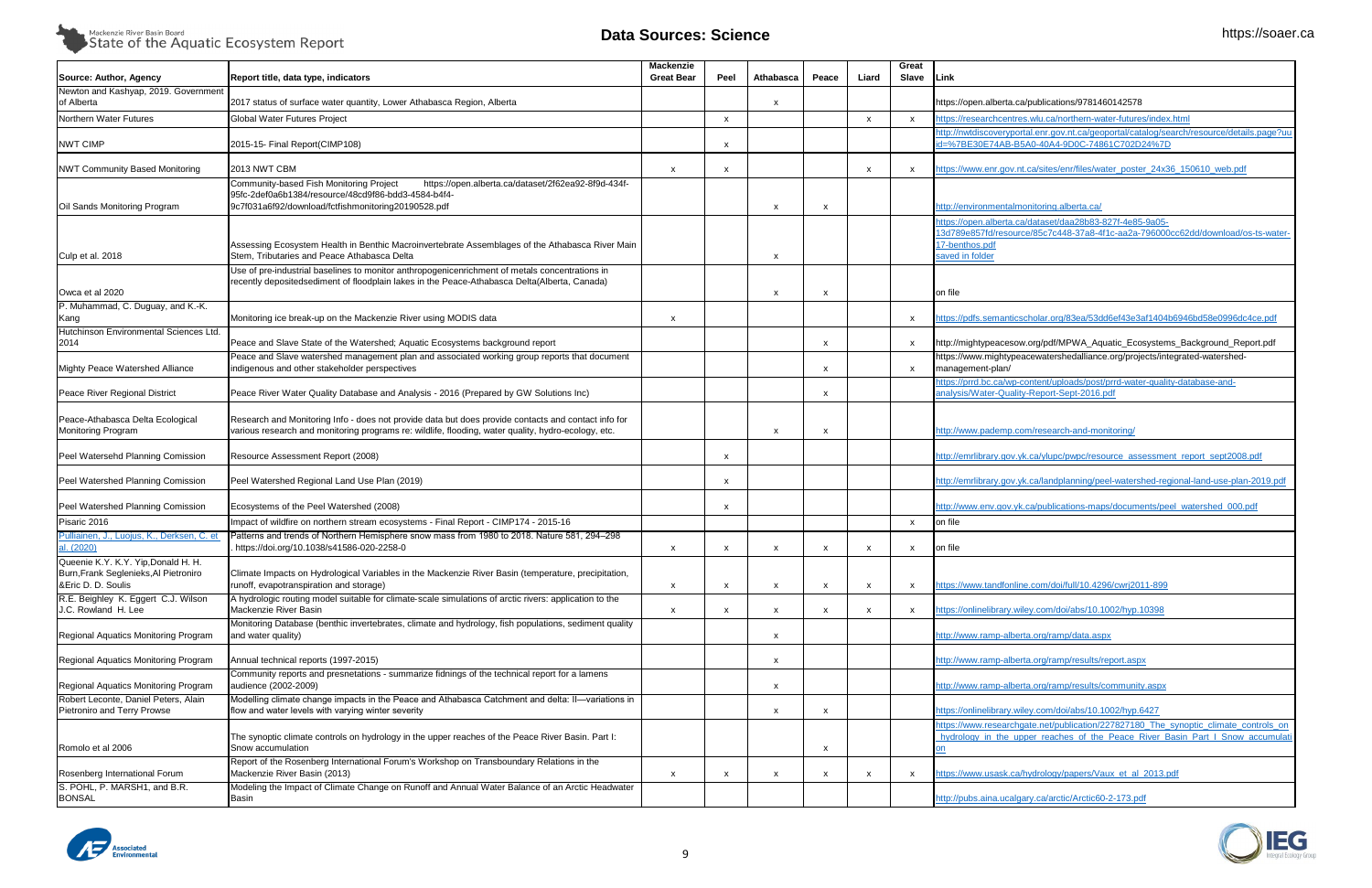## Data Sources: Science

| Source: Author, Agency | Report title, data type, indicators | Mackenzie Great Bear | Peel | Athabasca | Peace | Liard | Great Slave | Link |
|---|---|---|---|---|---|---|---|---|
| Newton and Kashyap, 2019. Government of Alberta | 2017 status of surface water quantity, Lower Athabasca Region, Alberta | | | x | | | | https://open.alberta.ca/publications/9781460142578 |
| Northern Water Futures | Global Water Futures Project | | x | | | x | x | https://researchcentres.wlu.ca/northern-water-futures/index.html |
| NWT CIMP | 2015-15- Final Report(CIMP108) | | x | | | | | http://nwtdiscoveryportal.enr.gov.nt.ca/geoportal/catalog/search/resource/details.page?uuid=%7BE30E74AB-B5A0-40A4-9D0C-74861C702D24%7D |
| NWT Community Based Monitoring | 2013 NWT CBM | x | x | | | x | x | https://www.enr.gov.nt.ca/sites/enr/files/water_poster_24x36_150610_web.pdf |
| Oil Sands Monitoring Program | Community-based Fish Monitoring Project https://open.alberta.ca/dataset/2f62ea92-8f9d-434f-95fc-2def0a6b1384/resource/48cd9f86-bdd3-4584-b4f4-9c7f031a6f92/download/fctfishmonitoring20190528.pdf | | | x | x | | | http://environmentalmonitoring.alberta.ca/ |
| Culp et al. 2018 | Assessing Ecosystem Health in Benthic Macroinvertebrate Assemblages of the Athabasca River Main Stem, Tributaries and Peace Athabasca Delta | | | x | | | | https://open.alberta.ca/dataset/daa28b83-827f-4e85-9a05-13d789e857fd/resource/85c7c448-37a8-4f1c-aa2a-796000cc62dd/download/os-ts-water-17-benthos.pdf saved in folder |
| Owca et al 2020 | Use of pre-industrial baselines to monitor anthropogenicenrichment of metals concentrations in recently depositedsediment of floodplain lakes in the Peace-Athabasca Delta(Alberta, Canada) | | | x | x | | | on file |
| P. Muhammad, C. Duguay, and K.-K. Kang | Monitoring ice break-up on the Mackenzie River using MODIS data | x | | | | | x | https://pdfs.semanticscholar.org/83ea/53dd6ef43e3af1404b6946bd58e0996dc4ce.pdf |
| Hutchinson Environmental Sciences Ltd. 2014 | Peace and Slave State of the Watershed; Aquatic Ecosystems background report | | | | x | | x | http://mightypeacesow.org/pdf/MPWA_Aquatic_Ecosystems_Background_Report.pdf |
| Mighty Peace Watershed Alliance | Peace and Slave watershed management plan and associated working group reports that document indigenous and other stakeholder perspectives | | | | x | | x | https://www.mightypeacewatershedalliance.org/projects/integrated-watershed-management-plan/ |
| Peace River Regional District | Peace River Water Quality Database and Analysis - 2016 (Prepared by GW Solutions Inc) | | | | x | | | https://prrd.bc.ca/wp-content/uploads/post/prrd-water-quality-database-and-analysis/Water-Quality-Report-Sept-2016.pdf |
| Peace-Athabasca Delta Ecological Monitoring Program | Research and Monitoring Info - does not provide data but does provide contacts and contact info for various research and monitoring programs re: wildlife, flooding, water quality, hydro-ecology, etc. | | | x | x | | | http://www.pademp.com/research-and-monitoring/ |
| Peel Watersehd Planning Comission | Resource Assessment Report (2008) | | x | | | | | http://emrlibrary.gov.yk.ca/ylupc/pwpc/resource_assessment_report_sept2008.pdf |
| Peel Watershed Planning Comission | Peel Watershed Regional Land Use Plan (2019) | | x | | | | | http://emrlibrary.gov.yk.ca/landplanning/peel-watershed-regional-land-use-plan-2019.pdf |
| Peel Watershed Planning Comission | Ecosystems of the Peel Watershed (2008) | | x | | | | | http://www.env.gov.yk.ca/publications-maps/documents/peel_watershed_000.pdf |
| Pisaric 2016 | Impact of wildfire on northern stream ecosystems - Final Report - CIMP174 - 2015-16 | | | | | | x | on file |
| Pulliainen, J., Luojus, K., Derksen, C. et al. (2020) | Patterns and trends of Northern Hemisphere snow mass from 1980 to 2018. Nature 581, 294–298 . https://doi.org/10.1038/s41586-020-2258-0 | x | x | x | x | x | x | on file |
| Queenie K.Y. K.Y. Yip,Donald H. H. Burn,Frank Seglenieks,Al Pietroniro &Eric D. D. Soulis | Climate Impacts on Hydrological Variables in the Mackenzie River Basin (temperature, precipitation, runoff, evapotranspiration and storage) | x | x | x | x | x | x | https://www.tandfonline.com/doi/full/10.4296/cwrj2011-899 |
| R.E. Beighley K. Eggert C.J. Wilson J.C. Rowland H. Lee | A hydrologic routing model suitable for climate-scale simulations of arctic rivers: application to the Mackenzie River Basin | x | x | x | x | x | x | https://onlinelibrary.wiley.com/doi/abs/10.1002/hyp.10398 |
| Regional Aquatics Monitoring Program | Monitoring Database (benthic invertebrates, climate and hydrology, fish populations, sediment quality and water quality) | | | x | | | | http://www.ramp-alberta.org/ramp/data.aspx |
| Regional Aquatics Monitoring Program | Annual technical reports (1997-2015) | | | x | | | | http://www.ramp-alberta.org/ramp/results/report.aspx |
| Regional Aquatics Monitoring Program | Community reports and presnetations - summarize fidnings of the technical report for a lamens audience (2002-2009) | | | x | | | | http://www.ramp-alberta.org/ramp/results/community.aspx |
| Robert Leconte, Daniel Peters, Alain Pietroniro and Terry Prowse | Modelling climate change impacts in the Peace and Athabasca Catchment and delta: II—variations in flow and water levels with varying winter severity | | | x | x | | | https://onlinelibrary.wiley.com/doi/abs/10.1002/hyp.6427 |
| Romolo et al 2006 | The synoptic climate controls on hydrology in the upper reaches of the Peace River Basin. Part I: Snow accumulation | | | | x | | | https://www.researchgate.net/publication/227827180_The_synoptic_climate_controls_on_hydrology_in_the_upper_reaches_of_the_Peace_River_Basin_Part_I_Snow_accumulation |
| Rosenberg International Forum | Report of the Rosenberg International Forum's Workshop on Transboundary Relations in the Mackenzie River Basin (2013) | x | x | x | x | x | x | https://www.usask.ca/hydrology/papers/Vaux_et_al_2013.pdf |
| S. POHL, P. MARSH1, and B.R. BONSAL | Modeling the Impact of Climate Change on Runoff and Annual Water Balance of an Arctic Headwater Basin | | | | | | | http://pubs.aina.ucalgary.ca/arctic/Arctic60-2-173.pdf |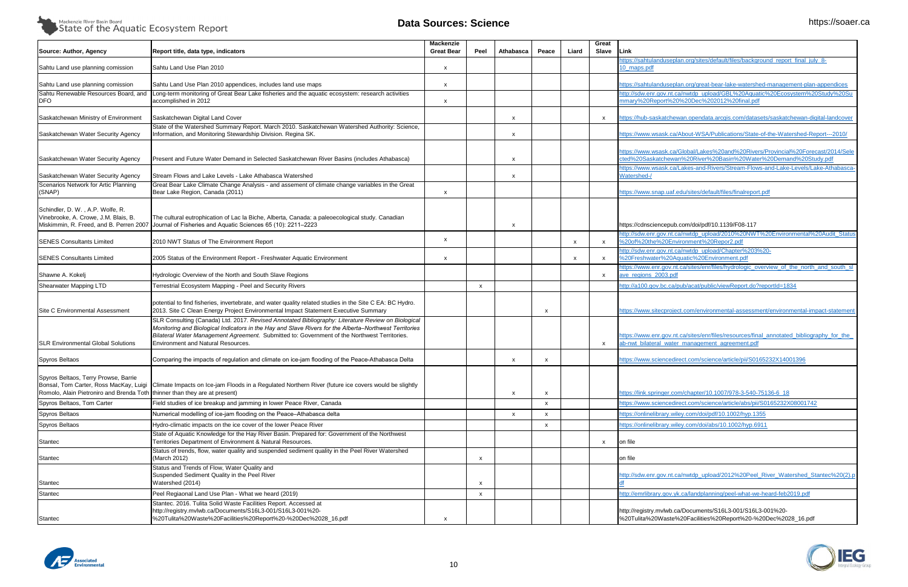# Data Sources: Science

| Source: Author, Agency | Report title, data type, indicators | Mackenzie Great Bear | Peel | Athabasca | Peace | Liard | Great Slave | Link |
|---|---|---|---|---|---|---|---|---|
| Sahtu Land use planning comission | Sahtu Land Use Plan 2010 | x | | | | | | https://sahtulanduseplan.org/sites/default/files/background_report_final_july_8-10_maps.pdf |
| Sahtu Land use planning comission | Sahtu Land Use Plan 2010 appendices, includes land use maps | x | | | | | | https://sahtulanduseplan.org/great-bear-lake-watershed-management-plan-appendices |
| Sahtu Renewable Resources Board, and DFO | Long-term monitoring of Great Bear Lake fisheries and the aquatic ecosystem: research activities accomplished in 2012 | x | | | | | | http://sdw.enr.gov.nt.ca/nwtdp_upload/GBL%20Aquatic%20Ecosystem%20Study%20Summary%20Report%20%20Dec%202012%20final.pdf |
| Saskatchewan Ministry of Environment | Saskatchewan Digital Land Cover | | | x | | | x | https://hub-saskatchewan.opendata.arcgis.com/datasets/saskatchewan-digital-landcover |
| Saskatchewan Water Security Agency | State of the Watershed Summary Report. March 2010. Saskatchewan Watershed Authority: Science, Information, and Monitoring Stewardship Division. Regina SK. | | | x | | | | https://www.wsask.ca/About-WSA/Publications/State-of-the-Watershed-Report---2010/ |
| Saskatchewan Water Security Agency | Present and Future Water Demand in Selected Saskatchewan River Basins (includes Athabasca) | | | x | | | | https://www.wsask.ca/Global/Lakes%20and%20Rivers/Provincial%20Forecast/2014/Selected%20Saskatchewan%20River%20Basin%20Water%20Demand%20Study.pdf |
| Saskatchewan Water Security Agency | Stream Flows and Lake Levels - Lake Athabasca Watershed | | | x | | | | https://www.wsask.ca/Lakes-and-Rivers/Stream-Flows-and-Lake-Levels/Lake-Athabasca-Watershed-/ |
| Scenarios Network for Artic Planning (SNAP) | Great Bear Lake Climate Change Analysis - and assement of climate change variables in the Great Bear Lake Region, Canada (2011) | x | | | | | | https://www.snap.uaf.edu/sites/default/files/finalreport.pdf |
| Schindler, D. W. , A.P. Wolfe, R. Vinebrooke, A. Crowe, J.M. Blais, B. Miskimmin, R. Freed, and B. Perren 2007 | The cultural eutrophication of Lac la Biche, Alberta, Canada: a paleoecological study. Canadian Journal of Fisheries and Aquatic Sciences 65 (10): 2211–2223 | | | x | | | | https://cdnsciencepub.com/doi/pdf/10.1139/F08-117 |
| SENES Consultants Limited | 2010 NWT Status of The Environment Report | x | | | | x | x | http://sdw.enr.gov.nt.ca/nwtdp_upload/2010%20NWT%20Environmental%20Audit_Status%20of%20the%20Environment%20Repor2.pdf |
| SENES Consultants Limited | 2005 Status of the Environment Report - Freshwater Aquatic Environment | x | | | | x | x | http://sdw.enr.gov.nt.ca/nwtdp_upload/Chapter%203%20-%20Freshwater%20Aquatic%20Environment.pdf |
| Shawne A. Kokelj | Hydrologic Overview of the North and South Slave Regions | | | | | | x | https://www.enr.gov.nt.ca/sites/enr/files/hydrologic_overview_of_the_north_and_south_slave_regions_2003.pdf |
| Shearwater Mapping LTD | Terrestrial Ecosystem Mapping - Peel and Security Rivers | | x | | | | | http://a100.gov.bc.ca/pub/acat/public/viewReport.do?reportId=1834 |
| Site C Environmental Assessment | potential to find fisheries, invertebrate, and water quality related studies in the Site C EA: BC Hydro. 2013. Site C Clean Energy Project Environmental Impact Statement Executive Summary | | | | x | | | https://www.sitecproject.com/environmental-assessment/environmental-impact-statement |
| SLR Environmental Global Solutions | SLR Consulting (Canada) Ltd. 2017. *Revised Annotated Bibliography: Literature Review on Biological Monitoring and Biological Indicators in the Hay and Slave Rivers for the Alberta–Northwest Territories Bilateral Water Management Agreement.* Submitted to: Government of the Northwest Territories. Environment and Natural Resources. | | | | | | x | https://www.enr.gov.nt.ca/sites/enr/files/resources/final_annotated_bibliography_for_the_ab-nwt_bilateral_water_management_agreement.pdf |
| Spyros Beltaos | Comparing the impacts of regulation and climate on ice-jam flooding of the Peace-Athabasca Delta | | | x | x | | | https://www.sciencedirect.com/science/article/pii/S0165232X14001396 |
| Spyros Beltaos, Terry Prowse, Barrie Bonsal, Tom Carter, Ross MacKay, Luigi Romolo, Alain Pietroniro and Brenda Toth | Climate Impacts on Ice-jam Floods in a Regulated Northern River (future ice covers would be slightly thinner than they are at present) | | | x | x | | | https://link.springer.com/chapter/10.1007/978-3-540-75136-6_18 |
| Spyros Beltaos, Tom Carter | Field studies of ice breakup and jamming in lower Peace River, Canada | | | | x | | | https://www.sciencedirect.com/science/article/abs/pii/S0165232X08001742 |
| Spyros Beltaos | Numerical modelling of ice-jam flooding on the Peace–Athabasca delta | | | x | x | | | https://onlinelibrary.wiley.com/doi/pdf/10.1002/hyp.1355 |
| Spyros Beltaos | Hydro-climatic impacts on the ice cover of the lower Peace River | | | | x | | | https://onlinelibrary.wiley.com/doi/abs/10.1002/hyp.6911 |
| Stantec | State of Aquatic Knowledge for the Hay River Basin. Prepared for: Government of the Northwest Territories Department of Environment & Natural Resources. | | | | | | x | on file |
| Stantec | Status of trends, flow, water quality and suspended sediment quality in the Peel River Watershed (March 2012) | | x | | | | | on file |
| Stantec | Status and Trends of Flow, Water Quality and Suspended Sediment Quality in the Peel River Watershed (2014) | | x | | | | | http://sdw.enr.gov.nt.ca/nwtdp_upload/2012%20Peel_River_Watershed_Stantec%20(2).pdf |
| Stantec | Peel Regiaonal Land Use Plan - What we heard (2019) | | x | | | | | http://emrlibrary.gov.yk.ca/landplanning/peel-what-we-heard-feb2019.pdf |
| Stantec | Stantec. 2016. Tulita Solid Waste Facilities Report. Accessed at http://registry.mvlwb.ca/Documents/S16L3-001/S16L3-001%20-%20Tulita%20Waste%20Facilities%20Report%20-%20Dec%2028_16.pdf | x | | | | | | http://registry.mvlwb.ca/Documents/S16L3-001/S16L3-001%20-%20Tulita%20Waste%20Facilities%20Report%20-%20Dec%2028_16.pdf |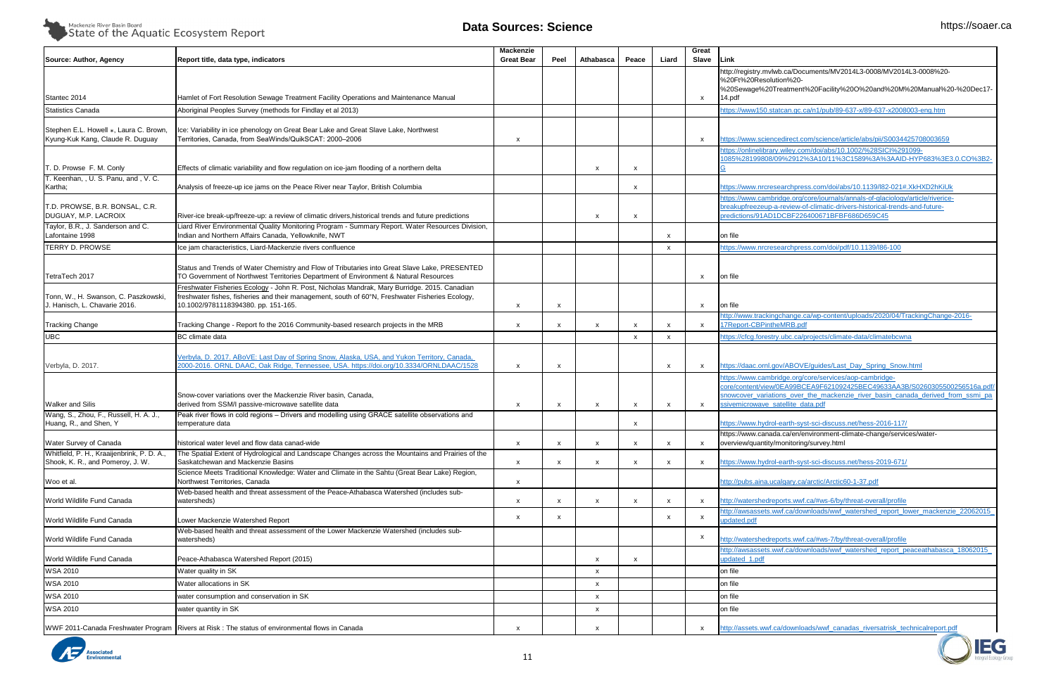# Data Sources: Science

| Source: Author, Agency | Report title, data type, indicators | Mackenzie Great Bear | Peel | Athabasca | Peace | Liard | Great Slave | Link |
|---|---|---|---|---|---|---|---|---|
| Stantec 2014 | Hamlet of Fort Resolution Sewage Treatment Facility Operations and Maintenance Manual | | | | | | x | http://registry.mvlwb.ca/Documents/MV2014L3-0008/MV2014L3-0008%20-%20Ft%20Resolution%20-%20Sewage%20Treatment%20Facility%20O%20and%20M%20Manual%20-%20Dec17-14.pdf |
| Statistics Canada | Aboriginal Peoples Survey (methods for Findlay et al 2013) | | | | | | | https://www150.statcan.gc.ca/n1/pub/89-637-x/89-637-x2008003-eng.htm |
| Stephen E.L. Howell ⁎, Laura C. Brown, Kyung-Kuk Kang, Claude R. Duguay | Ice: Variability in ice phenology on Great Bear Lake and Great Slave Lake, Northwest Territories, Canada, from SeaWinds/QuikSCAT: 2000–2006 | x | | | | | x | https://www.sciencedirect.com/science/article/abs/pii/S0034425708003659 |
| T. D. Prowse F. M. Conly | Effects of climatic variability and flow regulation on ice-jam flooding of a northern delta | | | x | x | | | https://onlinelibrary.wiley.com/doi/abs/10.1002/%28SICI%291099-1085%28199808/09%2912%3A10/11%3C1589%3A%3AAID-HYP683%3E3.0.CO%3B2-G |
| T. Keenhan, , U. S. Panu, and , V. C. Kartha; | Analysis of freeze-up ice jams on the Peace River near Taylor, British Columbia | | | | x | | | https://www.nrcresearchpress.com/doi/abs/10.1139/l82-021#.XkHXD2hKiUk |
| T.D. PROWSE, B.R. BONSAL, C.R. DUGUAY, M.P. LACROIX | River-ice break-up/freeze-up: a review of climatic drivers,historical trends and future predictions | | | x | x | | | https://www.cambridge.org/core/journals/annals-of-glaciology/article/riverice-breakupfreezeup-a-review-of-climatic-drivers-historical-trends-and-future-predictions/91AD1DCBF226400671BFBF686D659C45 |
| Taylor, B.R., J. Sanderson and C. Lafontaine 1998 | Liard River Environmental Quality Monitoring Program - Summary Report. Water Resources Division, Indian and Northern Affairs Canada, Yellowknife, NWT | | | | | x | | on file |
| TERRY D. PROWSE | Ice jam characteristics, Liard-Mackenzie rivers confluence | | | | | x | | https://www.nrcresearchpress.com/doi/pdf/10.1139/l86-100 |
| TetraTech 2017 | Status and Trends of Water Chemistry and Flow of Tributaries into Great Slave Lake, PRESENTED TO Government of Northwest Territories Department of Environment & Natural Resources | | | | | | x | on file |
| Tonn, W., H. Swanson, C. Paszkowski, J. Hanisch, L. Chavarie 2016. | Freshwater Fisheries Ecology - John R. Post, Nicholas Mandrak, Mary Burridge. 2015. Canadian freshwater fishes, fisheries and their management, south of 60°N, Freshwater Fisheries Ecology, 10.1002/9781118394380. pp. 151-165. | x | x | | | | x | on file |
| Tracking Change | Tracking Change - Report fo the 2016 Community-based research projects in the MRB | x | x | x | x | x | x | http://www.trackingchange.ca/wp-content/uploads/2020/04/TrackingChange-2016-17Report-CBPintheMRB.pdf |
| UBC | BC climate data | | | | x | x | | https://cfcg.forestry.ubc.ca/projects/climate-data/climatebcwna |
| Verbyla, D. 2017. | Verbyla, D. 2017. ABoVE: Last Day of Spring Snow, Alaska, USA, and Yukon Territory, Canada, 2000-2016. ORNL DAAC, Oak Ridge, Tennessee, USA. https://doi.org/10.3334/ORNLDAAC/1528 | x | x | | | x | x | https://daac.ornl.gov/ABOVE/guides/Last_Day_Spring_Snow.html |
| Walker and Silis | Snow-cover variations over the Mackenzie River basin, Canada, derived from SSM/I passive-microwave satellite data | x | x | x | x | x | x | https://www.cambridge.org/core/services/aop-cambridge-core/content/view/0EA99BCEA9F621092425BEC49633AA3B/S0260305500256516a.pdf/snowcover_variations_over_the_mackenzie_river_basin_canada_derived_from_ssmi_passivemicrowave_satellite_data.pdf |
| Wang, S., Zhou, F., Russell, H. A. J., Huang, R., and Shen, Y | Peak river flows in cold regions – Drivers and modelling using GRACE satellite observations and temperature data | | | | x | | | https://www.hydrol-earth-syst-sci-discuss.net/hess-2016-117/ |
| Water Survey of Canada | historical water level and flow data canad-wide | x | x | x | x | x | x | https://www.canada.ca/en/environment-climate-change/services/water-overview/quantity/monitoring/survey.html |
| Whitfield, P. H., Kraaijenbrink, P. D. A., Shook, K. R., and Pomeroy, J. W. | The Spatial Extent of Hydrological and Landscape Changes across the Mountains and Prairies of the Saskatchewan and Mackenzie Basins | x | x | x | x | x | x | https://www.hydrol-earth-syst-sci-discuss.net/hess-2019-671/ |
| Woo et al. | Science Meets Traditional Knowledge: Water and Climate in the Sahtu (Great Bear Lake) Region, Northwest Territories, Canada | x | | | | | | http://pubs.aina.ucalgary.ca/arctic/Arctic60-1-37.pdf |
| World Wildlife Fund Canada | Web-based health and threat assessment of the Peace-Athabasca Watershed (includes sub-watersheds) | x | x | x | x | x | x | http://watershedreports.wwf.ca/#ws-6/by/threat-overall/profile |
| World Wildlife Fund Canada | Lower Mackenzie Watershed Report | x | x | | | x | x | http://awsassets.wwf.ca/downloads/wwf_watershed_report_lower_mackenzie_22062015_updated.pdf |
| World Wildlife Fund Canada | Web-based health and threat assessment of the Lower Mackenzie Watershed (includes sub-watersheds) | | | | | | x | http://watershedreports.wwf.ca/#ws-7/by/threat-overall/profile |
| World Wildlife Fund Canada | Peace-Athabasca Watershed Report (2015) | | | x | x | | | http://awsassets.wwf.ca/downloads/wwf_watershed_report_peaceathabasca_18062015_updated_1.pdf |
| WSA 2010 | Water quality in SK | | | x | | | | on file |
| WSA 2010 | Water allocations in SK | | | x | | | | on file |
| WSA 2010 | water consumption and conservation in SK | | | x | | | | on file |
| WSA 2010 | water quantity in SK | | | x | | | | on file |
| WWF 2011-Canada Freshwater Program | Rivers at Risk : The status of environmental flows in Canada | x | | x | | | x | http://assets.wwf.ca/downloads/wwf_canadas_riversatrisk_technicalreport.pdf |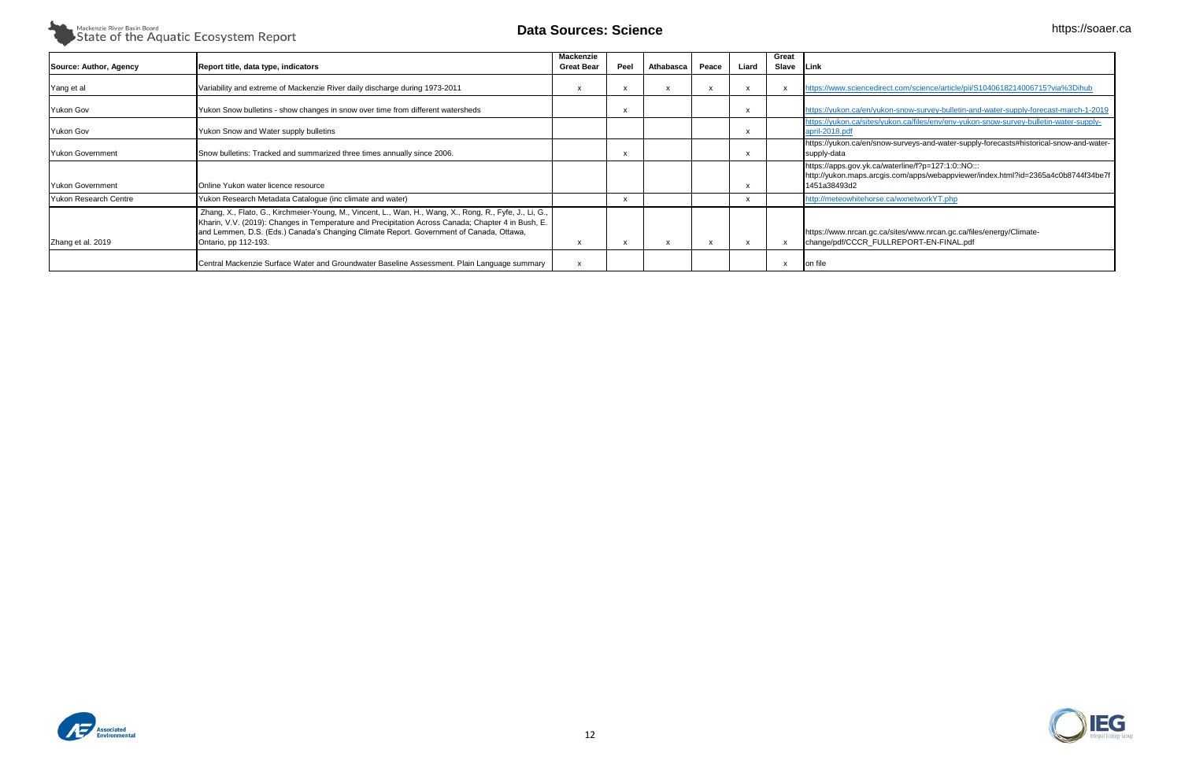## Data Sources: Science

| Source: Author, Agency | Report title, data type, indicators | Mackenzie Great Bear | Peel | Athabasca | Peace | Liard | Great Slave | Link |
|---|---|---|---|---|---|---|---|---|
| Yang et al | Variability and extreme of Mackenzie River daily discharge during 1973-2011 | x | x | x | x | x | x | https://www.sciencedirect.com/science/article/pii/S1040618214006715?via%3Dihub |
| Yukon Gov | Yukon Snow bulletins - show changes in snow over time from different watersheds | | x | | | x | | https://yukon.ca/en/yukon-snow-survey-bulletin-and-water-supply-forecast-march-1-2019 |
| Yukon Gov | Yukon Snow and Water supply bulletins | | | | | x | | https://yukon.ca/sites/yukon.ca/files/env/env-yukon-snow-survey-bulletin-water-supply-april-2018.pdf |
| Yukon Government | Snow bulletins: Tracked and summarized three times annually since 2006. | | x | | | x | | https://yukon.ca/en/snow-surveys-and-water-supply-forecasts#historical-snow-and-water-supply-data |
| Yukon Government | Online Yukon water licence resource | | | | | x | | https://apps.gov.yk.ca/waterline/f?p=127:1:0::NO::: http://yukon.maps.arcgis.com/apps/webappviewer/index.html?id=2365a4c0b8744f34be7f1451a38493d2 |
| Yukon Research Centre | Yukon Research Metadata Catalogue (inc climate and water) | | x | | | x | | http://meteowhitehorse.ca/wxnetworkYT.php |
| Zhang et al. 2019 | Zhang, X., Flato, G., Kirchmeier-Young, M., Vincent, L., Wan, H., Wang, X., Rong, R., Fyfe, J., Li, G., Kharin, V.V. (2019): Changes in Temperature and Precipitation Across Canada; Chapter 4 in Bush, E. and Lemmen, D.S. (Eds.) Canada's Changing Climate Report. Government of Canada, Ottawa, Ontario, pp 112-193. | x | x | x | x | x | x | https://www.nrcan.gc.ca/sites/www.nrcan.gc.ca/files/energy/Climate-change/pdf/CCCR_FULLREPORT-EN-FINAL.pdf |
| | Central Mackenzie Surface Water and Groundwater Baseline Assessment. Plain Language summary | x | | | | | x | on file |